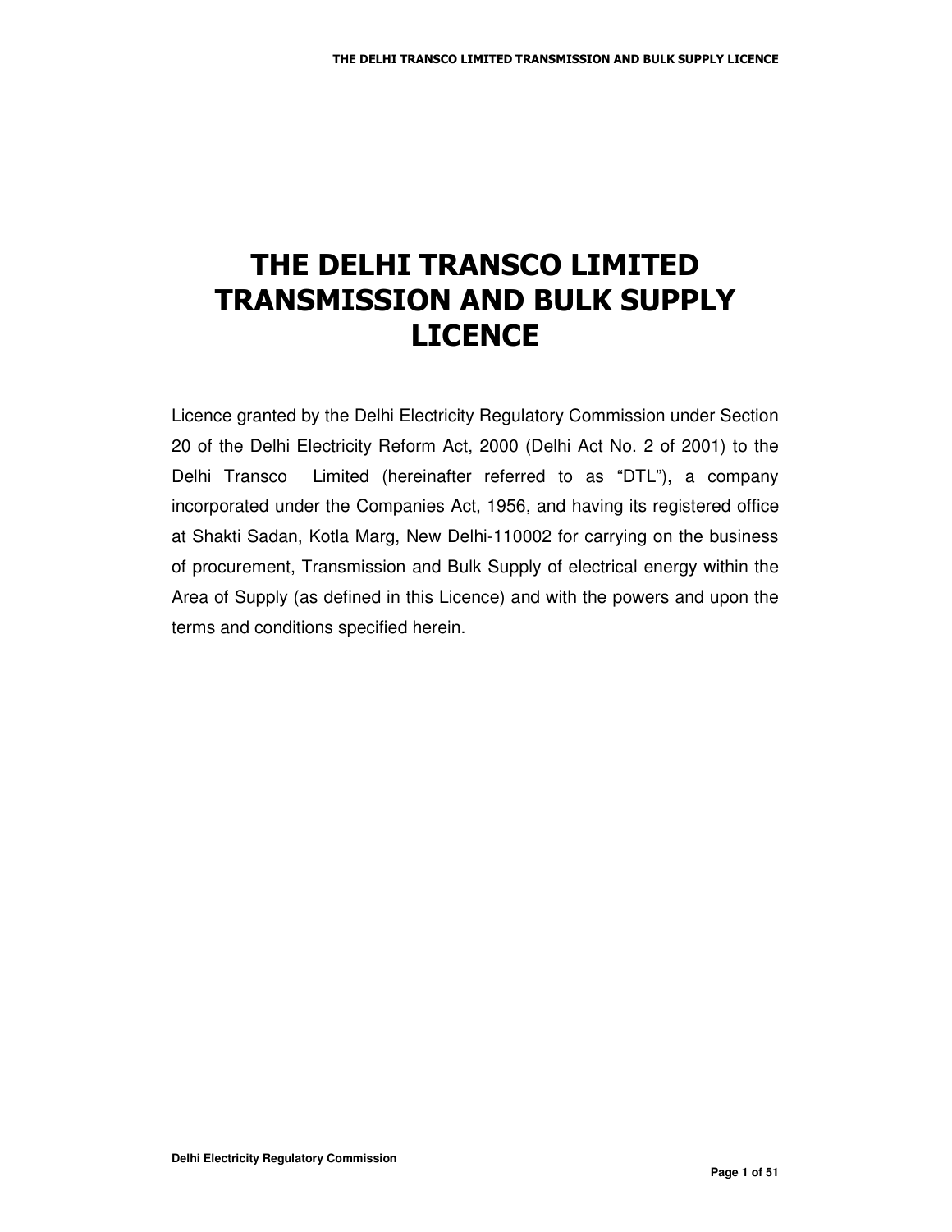# THE DELHI TRANSCO LIMITED TRANSMISSION AND BULK SUPPLY LICENCE

Licence granted by the Delhi Electricity Regulatory Commission under Section 20 of the Delhi Electricity Reform Act, 2000 (Delhi Act No. 2 of 2001) to the Delhi Transco Limited (hereinafter referred to as "DTL"), a company incorporated under the Companies Act, 1956, and having its registered office at Shakti Sadan, Kotla Marg, New Delhi-110002 for carrying on the business of procurement, Transmission and Bulk Supply of electrical energy within the Area of Supply (as defined in this Licence) and with the powers and upon the terms and conditions specified herein.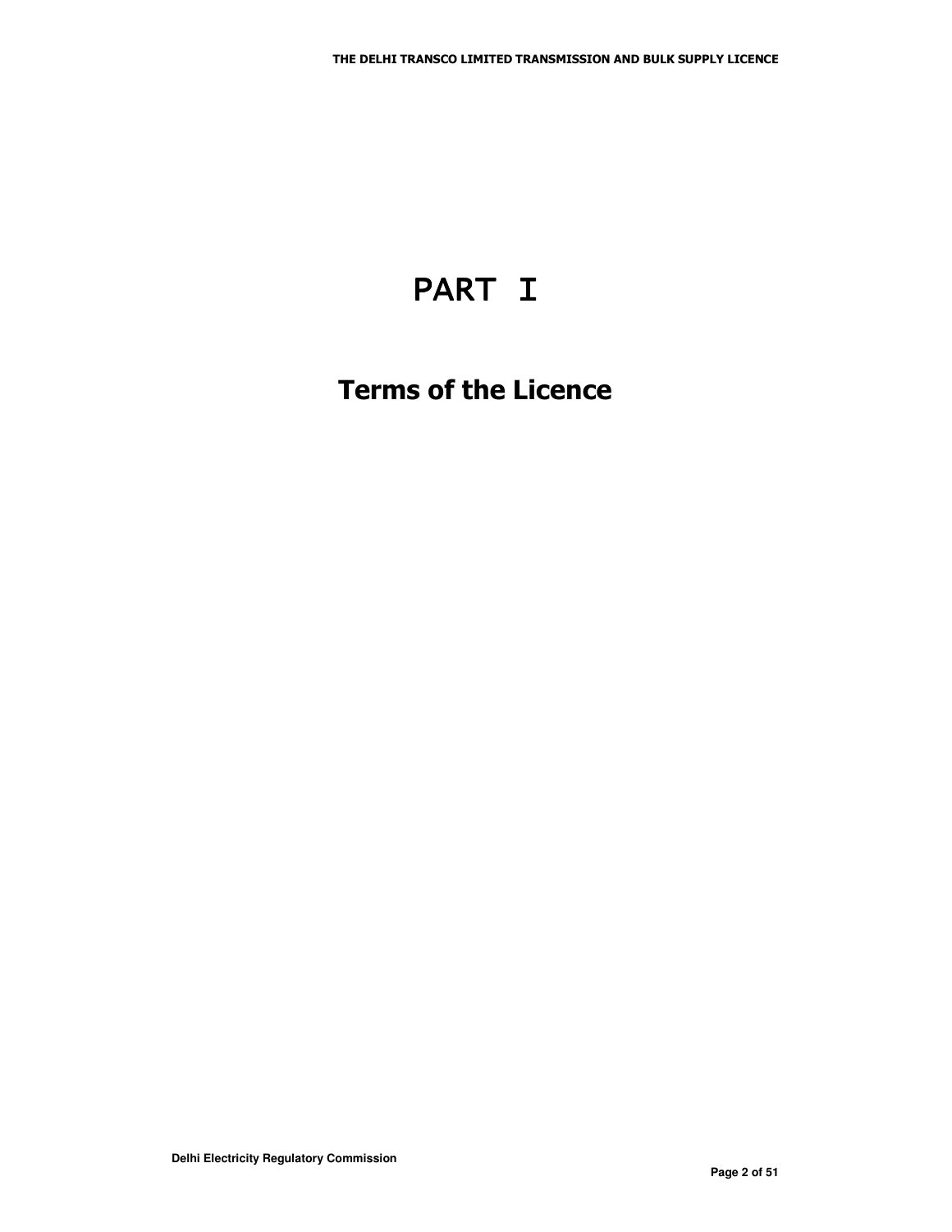# PART I

## Terms of the Licence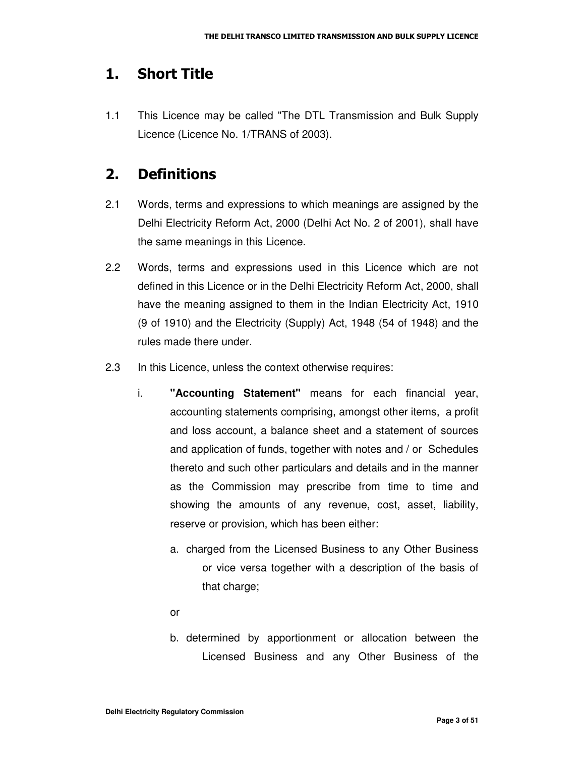# 1. Short Title

1.1 This Licence may be called "The DTL Transmission and Bulk Supply Licence (Licence No. 1/TRANS of 2003).

# 2. Definitions

2.1 Words, terms and expressions to which meanings are assigned by the Delhi Electricity Reform Act, 2000 (Delhi Act No. 2 of 2001), shall have the same meanings in this Licence.

2.2 Words, terms and expressions used in this Licence which are not defined in this Licence or in the Delhi Electricity Reform Act, 2000, shall have the meaning assigned to them in the Indian Electricity Act, 1910 (9 of 1910) and the Electricity (Supply) Act, 1948 (54 of 1948) and the rules made there under.

2.3 In this Licence, unless the context otherwise requires:

i. **"Accounting Statement"** means for each financial year, accounting statements comprising, amongst other items, a profit and loss account, a balance sheet and a statement of sources and application of funds, together with notes and / or Schedules thereto and such other particulars and details and in the manner as the Commission may prescribe from time to time and showing the amounts of any revenue, cost, asset, liability, reserve or provision, which has been either:

a. charged from the Licensed Business to any Other Business or vice versa together with a description of the basis of that charge;

or

b. determined by apportionment or allocation between the Licensed Business and any Other Business of the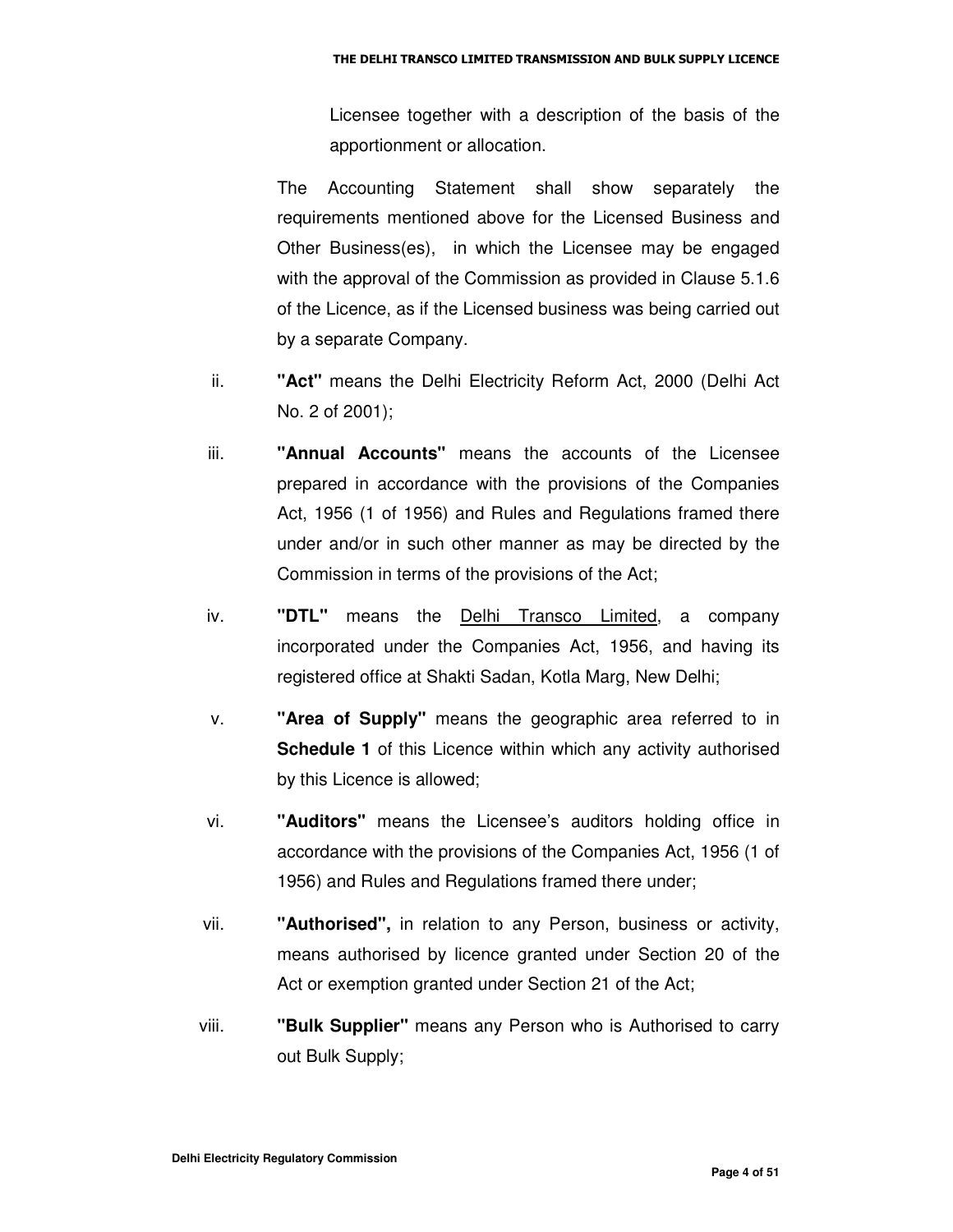Licensee together with a description of the basis of the apportionment or allocation.

The Accounting Statement shall show separately the requirements mentioned above for the Licensed Business and Other Business(es), in which the Licensee may be engaged with the approval of the Commission as provided in Clause 5.1.6 of the Licence, as if the Licensed business was being carried out by a separate Company.

ii. **"Act"** means the Delhi Electricity Reform Act, 2000 (Delhi Act No. 2 of 2001);

iii. **"Annual Accounts"** means the accounts of the Licensee prepared in accordance with the provisions of the Companies Act, 1956 (1 of 1956) and Rules and Regulations framed there under and/or in such other manner as may be directed by the Commission in terms of the provisions of the Act;

iv. **"DTL"** means the <u>Delhi Transco Limited</u>, a company incorporated under the Companies Act, 1956, and having its registered office at Shakti Sadan, Kotla Marg, New Delhi;

v. **"Area of Supply"** means the geographic area referred to in **Schedule 1** of this Licence within which any activity authorised by this Licence is allowed;

vi. **"Auditors"** means the Licensee's auditors holding office in accordance with the provisions of the Companies Act, 1956 (1 of 1956) and Rules and Regulations framed there under;

vii. **"Authorised",** in relation to any Person, business or activity, means authorised by licence granted under Section 20 of the Act or exemption granted under Section 21 of the Act;

viii. **"Bulk Supplier"** means any Person who is Authorised to carry out Bulk Supply;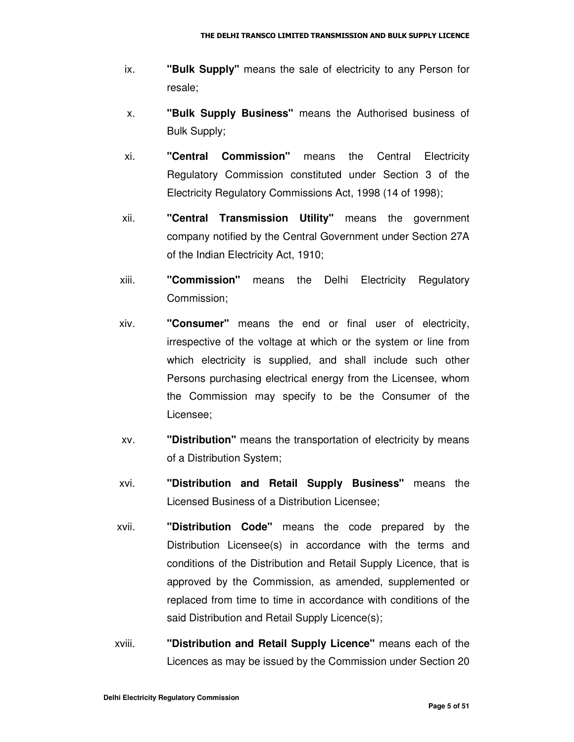ix. **"Bulk Supply"** means the sale of electricity to any Person for resale;

x. **"Bulk Supply Business"** means the Authorised business of Bulk Supply;

xi. **"Central Commission"** means the Central Electricity Regulatory Commission constituted under Section 3 of the Electricity Regulatory Commissions Act, 1998 (14 of 1998);

xii. **"Central Transmission Utility"** means the government company notified by the Central Government under Section 27A of the Indian Electricity Act, 1910;

xiii. **"Commission"** means the Delhi Electricity Regulatory Commission;

xiv. **"Consumer"** means the end or final user of electricity, irrespective of the voltage at which or the system or line from which electricity is supplied, and shall include such other Persons purchasing electrical energy from the Licensee, whom the Commission may specify to be the Consumer of the Licensee;

xv. **"Distribution"** means the transportation of electricity by means of a Distribution System;

xvi. **"Distribution and Retail Supply Business"** means the Licensed Business of a Distribution Licensee;

xvii. **"Distribution Code"** means the code prepared by the Distribution Licensee(s) in accordance with the terms and conditions of the Distribution and Retail Supply Licence, that is approved by the Commission, as amended, supplemented or replaced from time to time in accordance with conditions of the said Distribution and Retail Supply Licence(s);

xviii. **"Distribution and Retail Supply Licence"** means each of the Licences as may be issued by the Commission under Section 20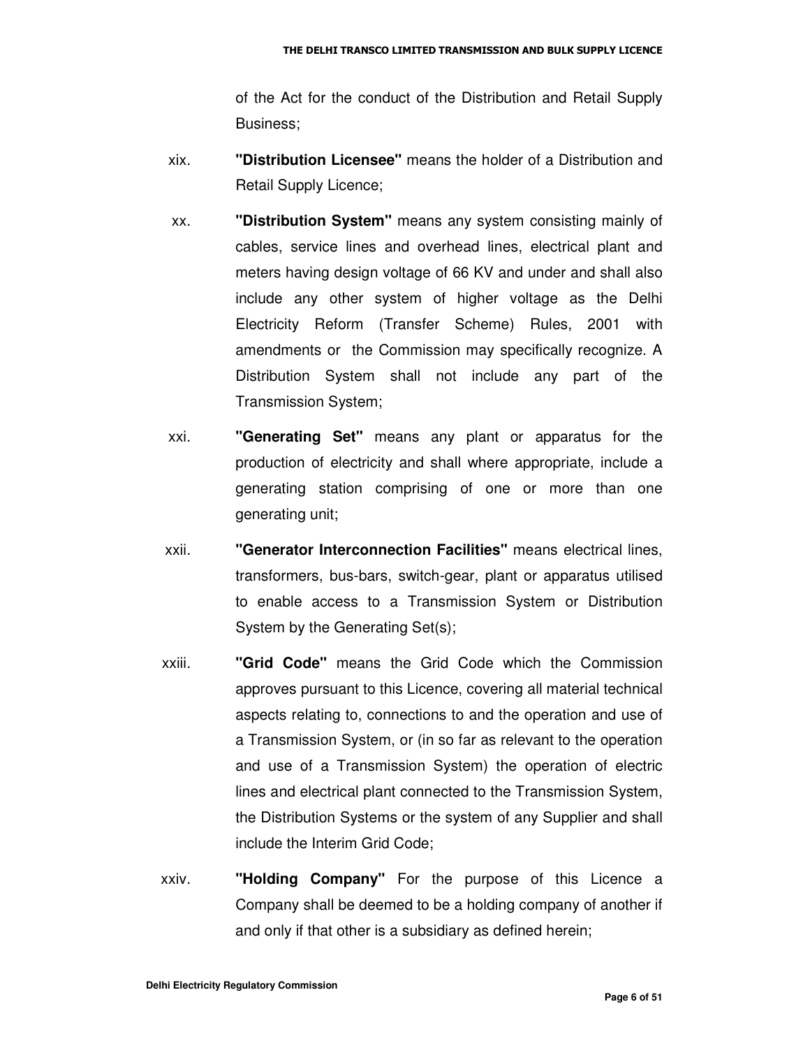of the Act for the conduct of the Distribution and Retail Supply Business;

xix. **"Distribution Licensee"** means the holder of a Distribution and Retail Supply Licence;

xx. **"Distribution System"** means any system consisting mainly of cables, service lines and overhead lines, electrical plant and meters having design voltage of 66 KV and under and shall also include any other system of higher voltage as the Delhi Electricity Reform (Transfer Scheme) Rules, 2001 with amendments or the Commission may specifically recognize. A Distribution System shall not include any part of the Transmission System;

xxi. **"Generating Set"** means any plant or apparatus for the production of electricity and shall where appropriate, include a generating station comprising of one or more than one generating unit;

xxii. **"Generator Interconnection Facilities"** means electrical lines, transformers, bus-bars, switch-gear, plant or apparatus utilised to enable access to a Transmission System or Distribution System by the Generating Set(s);

xxiii. **"Grid Code"** means the Grid Code which the Commission approves pursuant to this Licence, covering all material technical aspects relating to, connections to and the operation and use of a Transmission System, or (in so far as relevant to the operation and use of a Transmission System) the operation of electric lines and electrical plant connected to the Transmission System, the Distribution Systems or the system of any Supplier and shall include the Interim Grid Code;

xxiv. **"Holding Company"** For the purpose of this Licence a Company shall be deemed to be a holding company of another if and only if that other is a subsidiary as defined herein;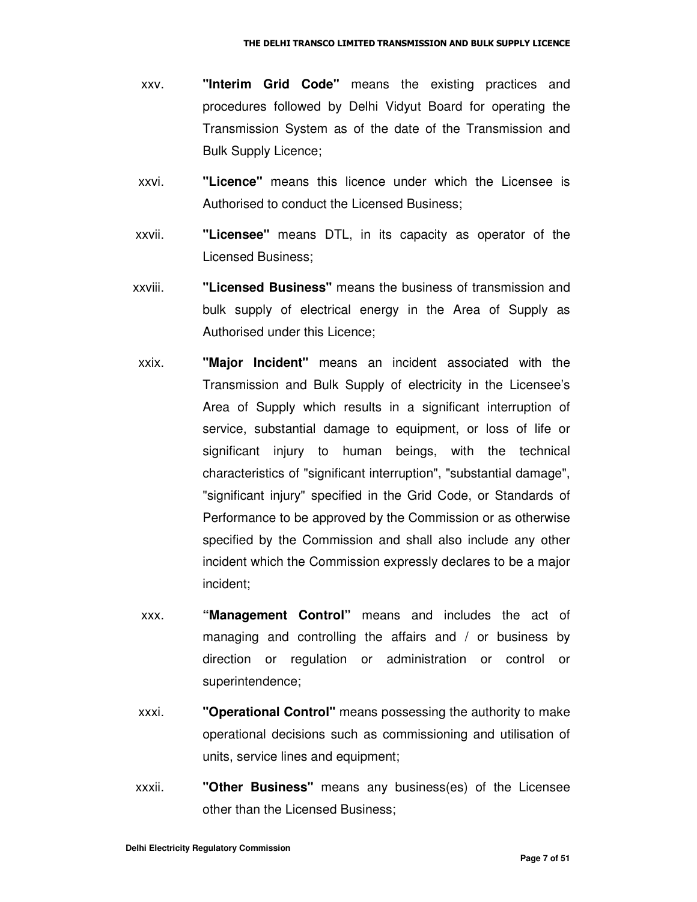xxv. **"Interim Grid Code"** means the existing practices and procedures followed by Delhi Vidyut Board for operating the Transmission System as of the date of the Transmission and Bulk Supply Licence;

xxvi. **"Licence"** means this licence under which the Licensee is Authorised to conduct the Licensed Business;

xxvii. **"Licensee"** means DTL, in its capacity as operator of the Licensed Business;

xxviii. **"Licensed Business"** means the business of transmission and bulk supply of electrical energy in the Area of Supply as Authorised under this Licence;

xxix. **"Major Incident"** means an incident associated with the Transmission and Bulk Supply of electricity in the Licensee's Area of Supply which results in a significant interruption of service, substantial damage to equipment, or loss of life or significant injury to human beings, with the technical characteristics of "significant interruption", "substantial damage", "significant injury" specified in the Grid Code, or Standards of Performance to be approved by the Commission or as otherwise specified by the Commission and shall also include any other incident which the Commission expressly declares to be a major incident;

xxx. **"Management Control"** means and includes the act of managing and controlling the affairs and / or business by direction or regulation or administration or control or superintendence;

xxxi. **"Operational Control"** means possessing the authority to make operational decisions such as commissioning and utilisation of units, service lines and equipment;

xxxii. **"Other Business"** means any business(es) of the Licensee other than the Licensed Business;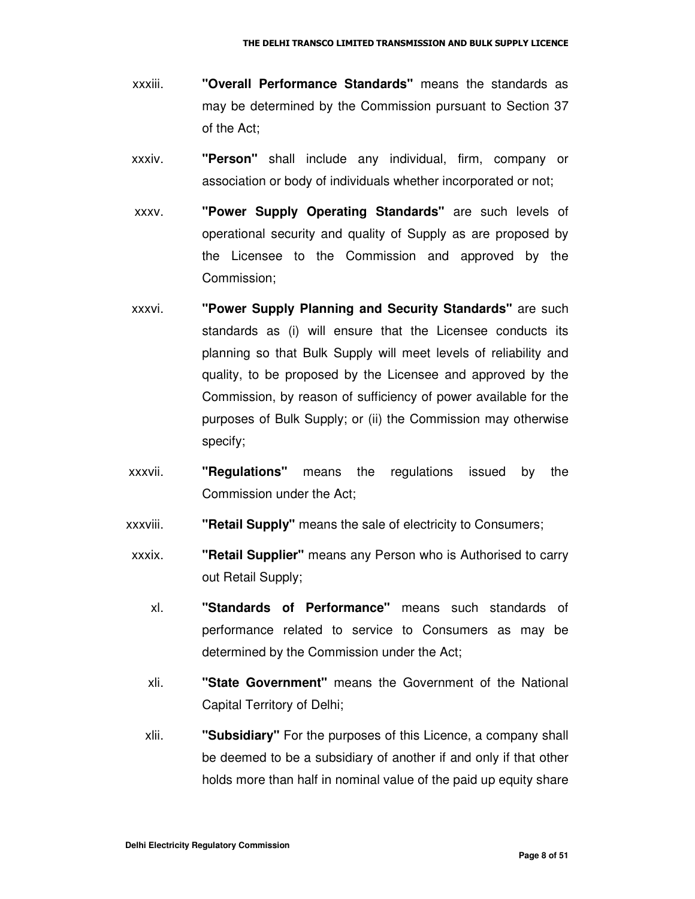xxxiii. **"Overall Performance Standards"** means the standards as may be determined by the Commission pursuant to Section 37 of the Act;

xxxiv. **"Person"** shall include any individual, firm, company or association or body of individuals whether incorporated or not;

xxxv. **"Power Supply Operating Standards"** are such levels of operational security and quality of Supply as are proposed by the Licensee to the Commission and approved by the Commission;

xxxvi. **"Power Supply Planning and Security Standards"** are such standards as (i) will ensure that the Licensee conducts its planning so that Bulk Supply will meet levels of reliability and quality, to be proposed by the Licensee and approved by the Commission, by reason of sufficiency of power available for the purposes of Bulk Supply; or (ii) the Commission may otherwise specify;

xxxvii. **"Regulations"** means the regulations issued by the Commission under the Act;

xxxviii. **"Retail Supply"** means the sale of electricity to Consumers;

xxxix. **"Retail Supplier"** means any Person who is Authorised to carry out Retail Supply;

xl. **"Standards of Performance"** means such standards of performance related to service to Consumers as may be determined by the Commission under the Act;

xli. **"State Government"** means the Government of the National Capital Territory of Delhi;

xlii. **"Subsidiary"** For the purposes of this Licence, a company shall be deemed to be a subsidiary of another if and only if that other holds more than half in nominal value of the paid up equity share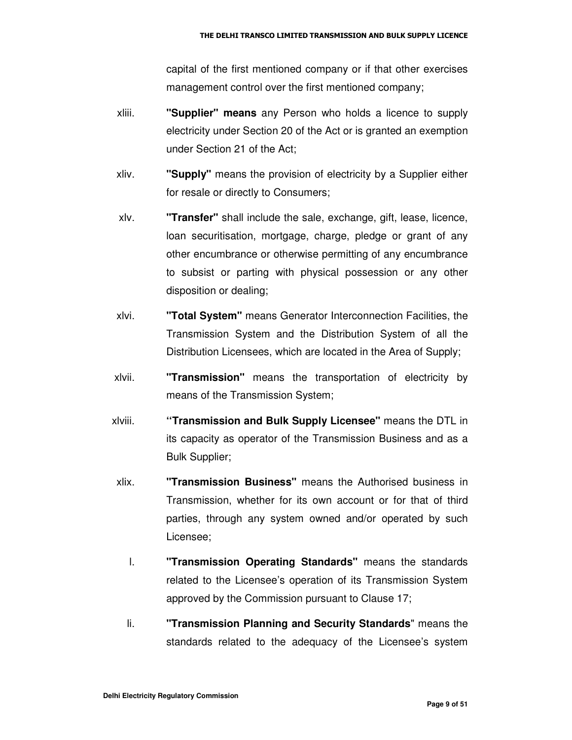capital of the first mentioned company or if that other exercises management control over the first mentioned company;

xliii. **"Supplier" means** any Person who holds a licence to supply electricity under Section 20 of the Act or is granted an exemption under Section 21 of the Act;

xliv. **"Supply"** means the provision of electricity by a Supplier either for resale or directly to Consumers;

xlv. **"Transfer"** shall include the sale, exchange, gift, lease, licence, loan securitisation, mortgage, charge, pledge or grant of any other encumbrance or otherwise permitting of any encumbrance to subsist or parting with physical possession or any other disposition or dealing;

xlvi. **"Total System"** means Generator Interconnection Facilities, the Transmission System and the Distribution System of all the Distribution Licensees, which are located in the Area of Supply;

xlvii. **"Transmission"** means the transportation of electricity by means of the Transmission System;

xlviii. **"Transmission and Bulk Supply Licensee"** means the DTL in its capacity as operator of the Transmission Business and as a Bulk Supplier;

xlix. **"Transmission Business"** means the Authorised business in Transmission, whether for its own account or for that of third parties, through any system owned and/or operated by such Licensee;

l. **"Transmission Operating Standards"** means the standards related to the Licensee's operation of its Transmission System approved by the Commission pursuant to Clause 17;

li. **"Transmission Planning and Security Standards"** means the standards related to the adequacy of the Licensee's system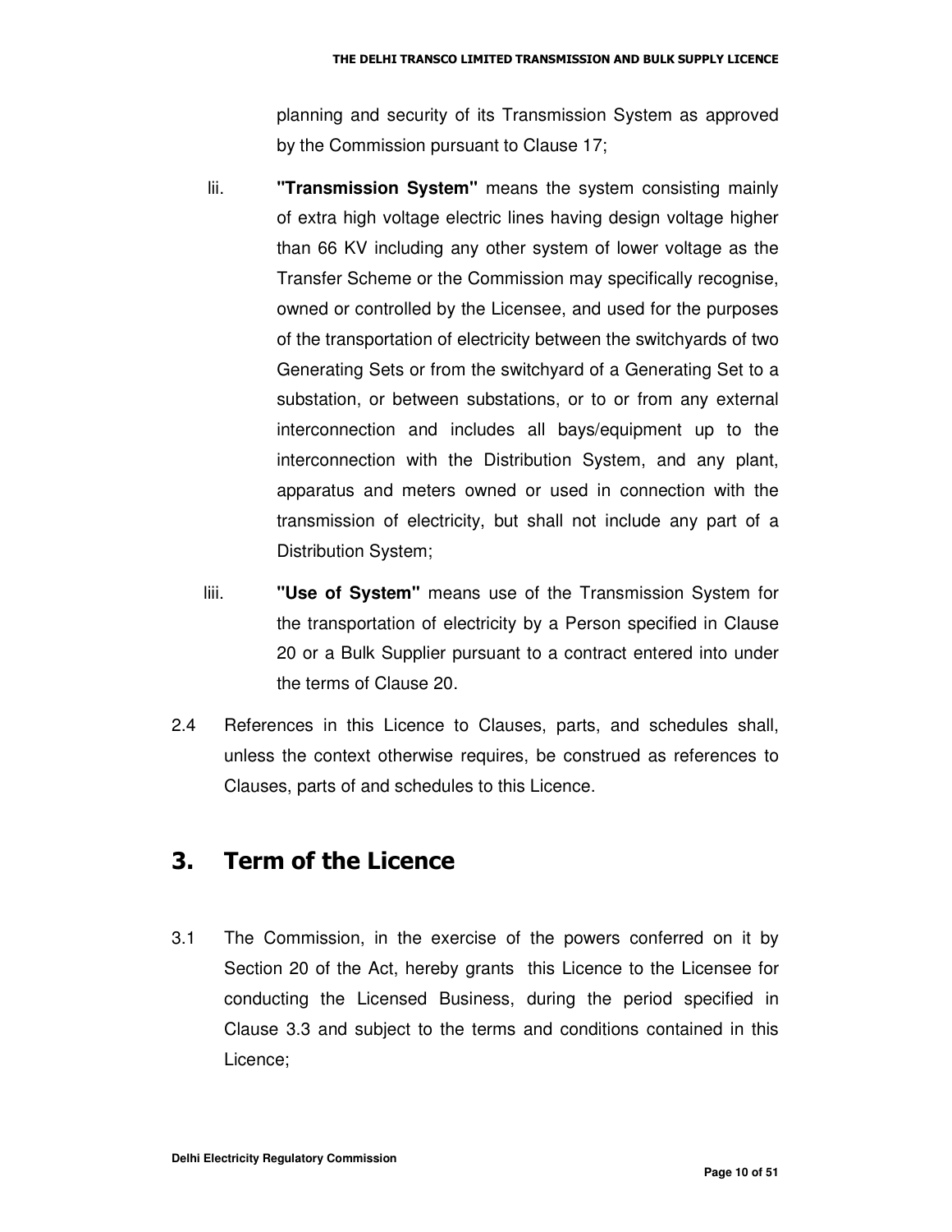planning and security of its Transmission System as approved by the Commission pursuant to Clause 17;

lii. **"Transmission System"** means the system consisting mainly of extra high voltage electric lines having design voltage higher than 66 KV including any other system of lower voltage as the Transfer Scheme or the Commission may specifically recognise, owned or controlled by the Licensee, and used for the purposes of the transportation of electricity between the switchyards of two Generating Sets or from the switchyard of a Generating Set to a substation, or between substations, or to or from any external interconnection and includes all bays/equipment up to the interconnection with the Distribution System, and any plant, apparatus and meters owned or used in connection with the transmission of electricity, but shall not include any part of a Distribution System;

liii. **"Use of System"** means use of the Transmission System for the transportation of electricity by a Person specified in Clause 20 or a Bulk Supplier pursuant to a contract entered into under the terms of Clause 20.

2.4 References in this Licence to Clauses, parts, and schedules shall, unless the context otherwise requires, be construed as references to Clauses, parts of and schedules to this Licence.

## 3. Term of the Licence

3.1 The Commission, in the exercise of the powers conferred on it by Section 20 of the Act, hereby grants this Licence to the Licensee for conducting the Licensed Business, during the period specified in Clause 3.3 and subject to the terms and conditions contained in this Licence;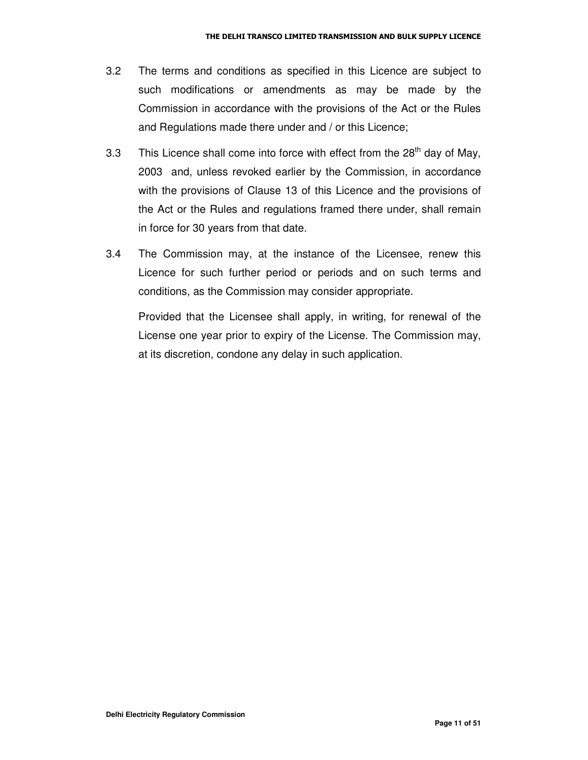3.2 The terms and conditions as specified in this Licence are subject to such modifications or amendments as may be made by the Commission in accordance with the provisions of the Act or the Rules and Regulations made there under and / or this Licence;

3.3 This Licence shall come into force with effect from the 28th day of May, 2003 and, unless revoked earlier by the Commission, in accordance with the provisions of Clause 13 of this Licence and the provisions of the Act or the Rules and regulations framed there under, shall remain in force for 30 years from that date.

3.4 The Commission may, at the instance of the Licensee, renew this Licence for such further period or periods and on such terms and conditions, as the Commission may consider appropriate.

Provided that the Licensee shall apply, in writing, for renewal of the License one year prior to expiry of the License. The Commission may, at its discretion, condone any delay in such application.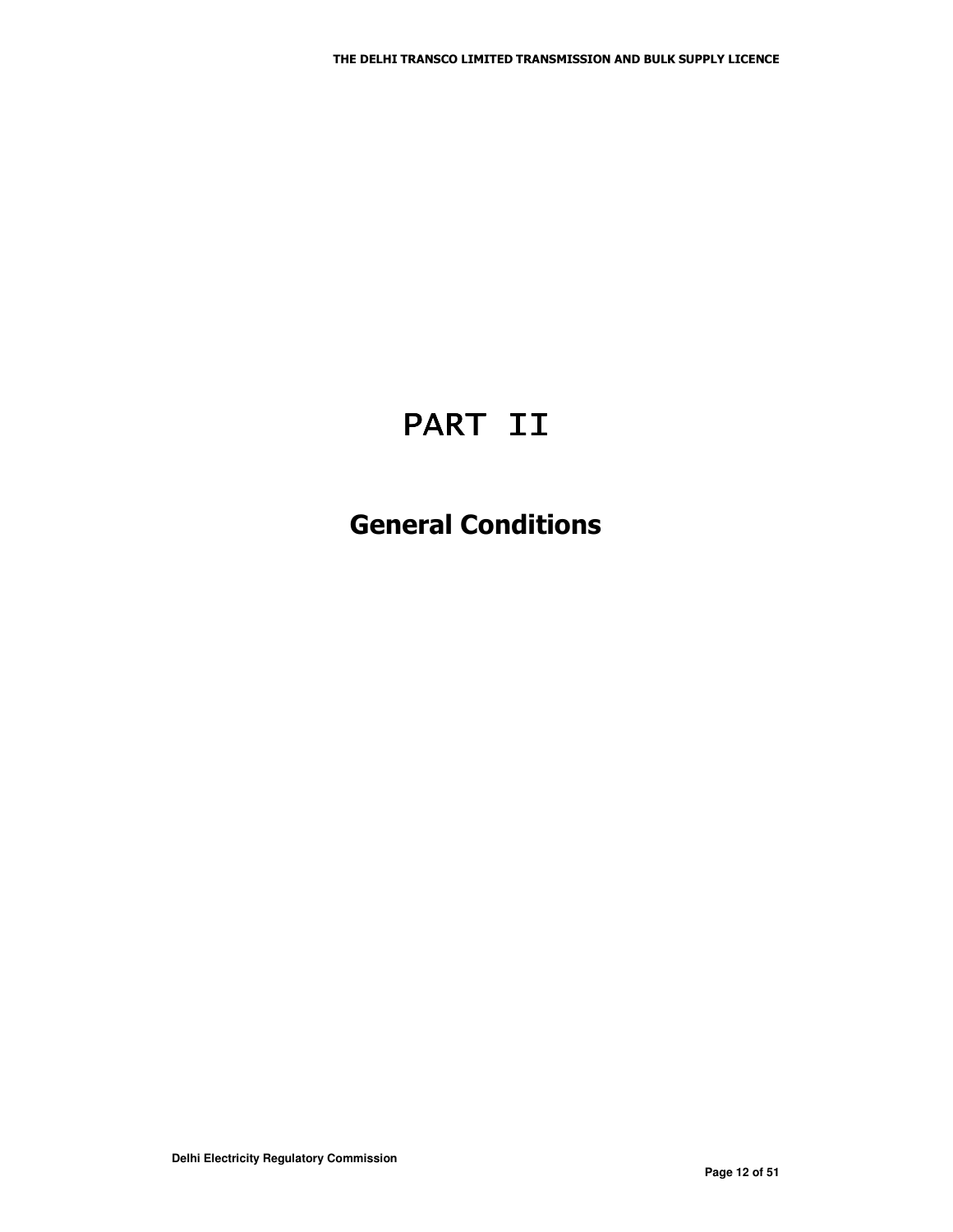# PART II

## General Conditions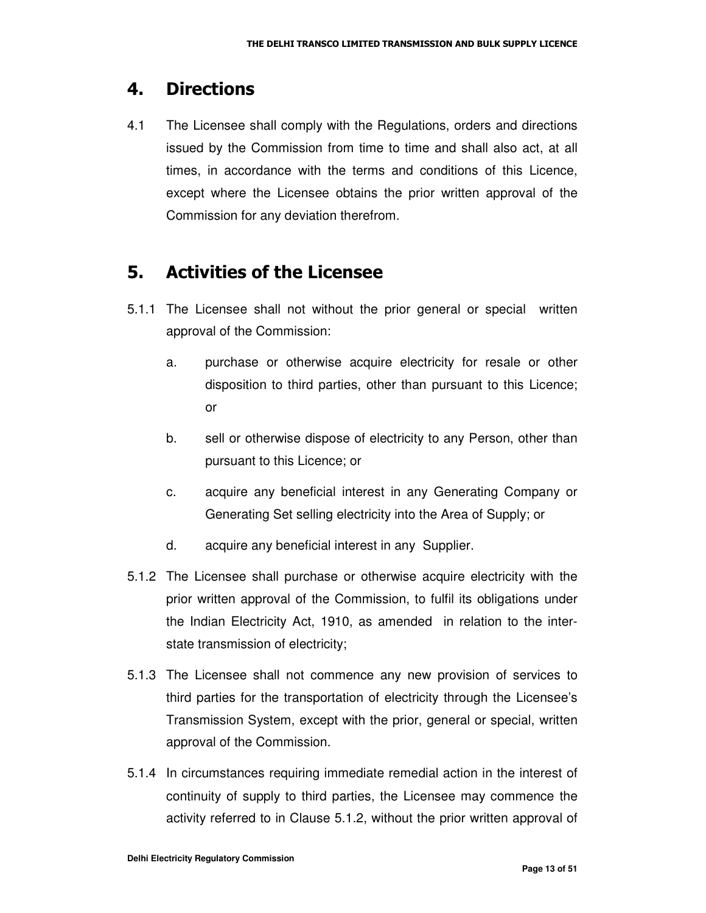## 4. Directions

4.1 The Licensee shall comply with the Regulations, orders and directions issued by the Commission from time to time and shall also act, at all times, in accordance with the terms and conditions of this Licence, except where the Licensee obtains the prior written approval of the Commission for any deviation therefrom.

## 5. Activities of the Licensee

5.1.1 The Licensee shall not without the prior general or special written approval of the Commission:

a. purchase or otherwise acquire electricity for resale or other disposition to third parties, other than pursuant to this Licence; or

b. sell or otherwise dispose of electricity to any Person, other than pursuant to this Licence; or

c. acquire any beneficial interest in any Generating Company or Generating Set selling electricity into the Area of Supply; or

d. acquire any beneficial interest in any Supplier.

5.1.2 The Licensee shall purchase or otherwise acquire electricity with the prior written approval of the Commission, to fulfil its obligations under the Indian Electricity Act, 1910, as amended in relation to the inter-state transmission of electricity;

5.1.3 The Licensee shall not commence any new provision of services to third parties for the transportation of electricity through the Licensee's Transmission System, except with the prior, general or special, written approval of the Commission.

5.1.4 In circumstances requiring immediate remedial action in the interest of continuity of supply to third parties, the Licensee may commence the activity referred to in Clause 5.1.2, without the prior written approval of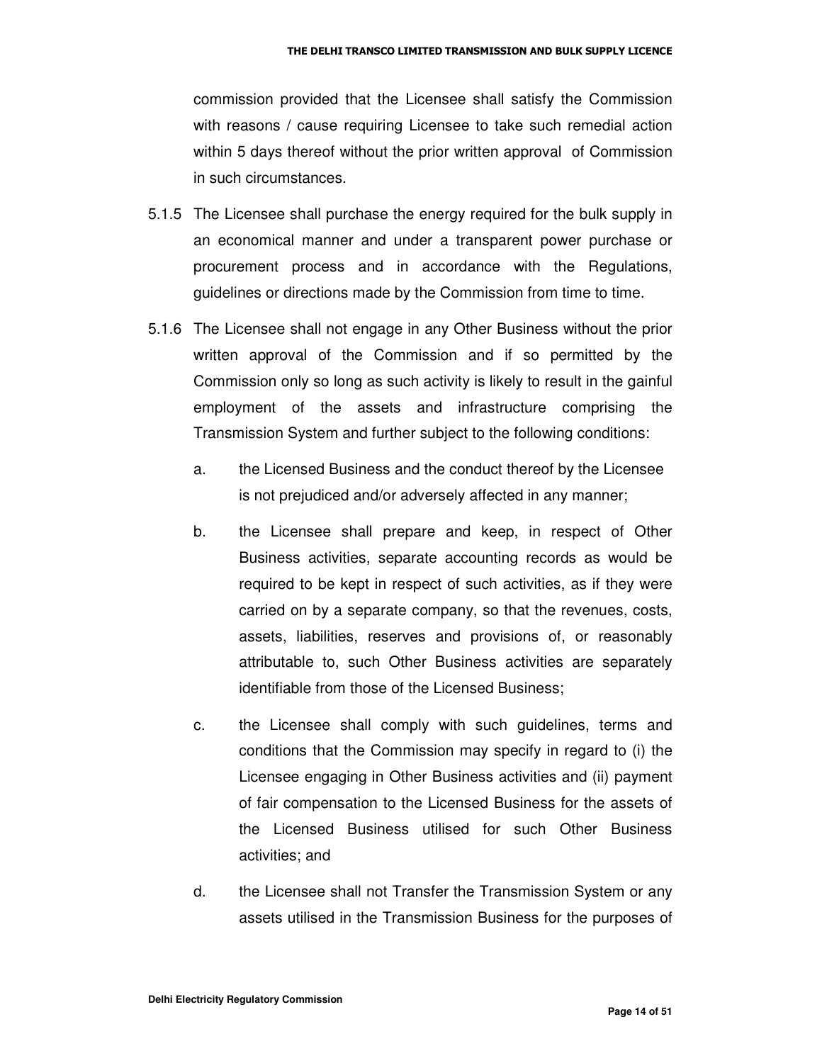commission provided that the Licensee shall satisfy the Commission with reasons / cause requiring Licensee to take such remedial action within 5 days thereof without the prior written approval of Commission in such circumstances.

5.1.5 The Licensee shall purchase the energy required for the bulk supply in an economical manner and under a transparent power purchase or procurement process and in accordance with the Regulations, guidelines or directions made by the Commission from time to time.

5.1.6 The Licensee shall not engage in any Other Business without the prior written approval of the Commission and if so permitted by the Commission only so long as such activity is likely to result in the gainful employment of the assets and infrastructure comprising the Transmission System and further subject to the following conditions:

a. the Licensed Business and the conduct thereof by the Licensee is not prejudiced and/or adversely affected in any manner;

b. the Licensee shall prepare and keep, in respect of Other Business activities, separate accounting records as would be required to be kept in respect of such activities, as if they were carried on by a separate company, so that the revenues, costs, assets, liabilities, reserves and provisions of, or reasonably attributable to, such Other Business activities are separately identifiable from those of the Licensed Business;

c. the Licensee shall comply with such guidelines, terms and conditions that the Commission may specify in regard to (i) the Licensee engaging in Other Business activities and (ii) payment of fair compensation to the Licensed Business for the assets of the Licensed Business utilised for such Other Business activities; and

d. the Licensee shall not Transfer the Transmission System or any assets utilised in the Transmission Business for the purposes of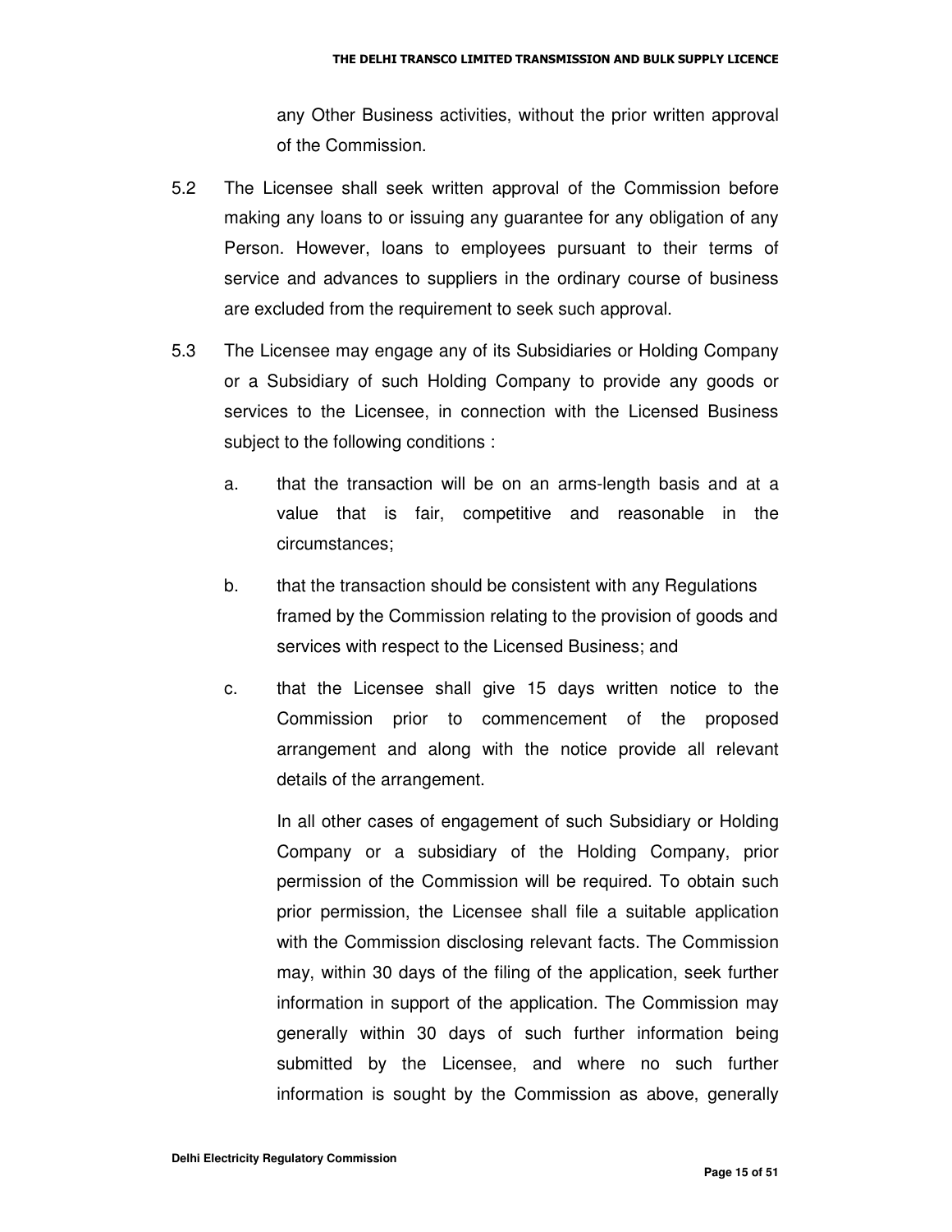any Other Business activities, without the prior written approval of the Commission.

5.2 The Licensee shall seek written approval of the Commission before making any loans to or issuing any guarantee for any obligation of any Person. However, loans to employees pursuant to their terms of service and advances to suppliers in the ordinary course of business are excluded from the requirement to seek such approval.

5.3 The Licensee may engage any of its Subsidiaries or Holding Company or a Subsidiary of such Holding Company to provide any goods or services to the Licensee, in connection with the Licensed Business subject to the following conditions :

a. that the transaction will be on an arms-length basis and at a value that is fair, competitive and reasonable in the circumstances;

b. that the transaction should be consistent with any Regulations framed by the Commission relating to the provision of goods and services with respect to the Licensed Business; and

c. that the Licensee shall give 15 days written notice to the Commission prior to commencement of the proposed arrangement and along with the notice provide all relevant details of the arrangement.

In all other cases of engagement of such Subsidiary or Holding Company or a subsidiary of the Holding Company, prior permission of the Commission will be required. To obtain such prior permission, the Licensee shall file a suitable application with the Commission disclosing relevant facts. The Commission may, within 30 days of the filing of the application, seek further information in support of the application. The Commission may generally within 30 days of such further information being submitted by the Licensee, and where no such further information is sought by the Commission as above, generally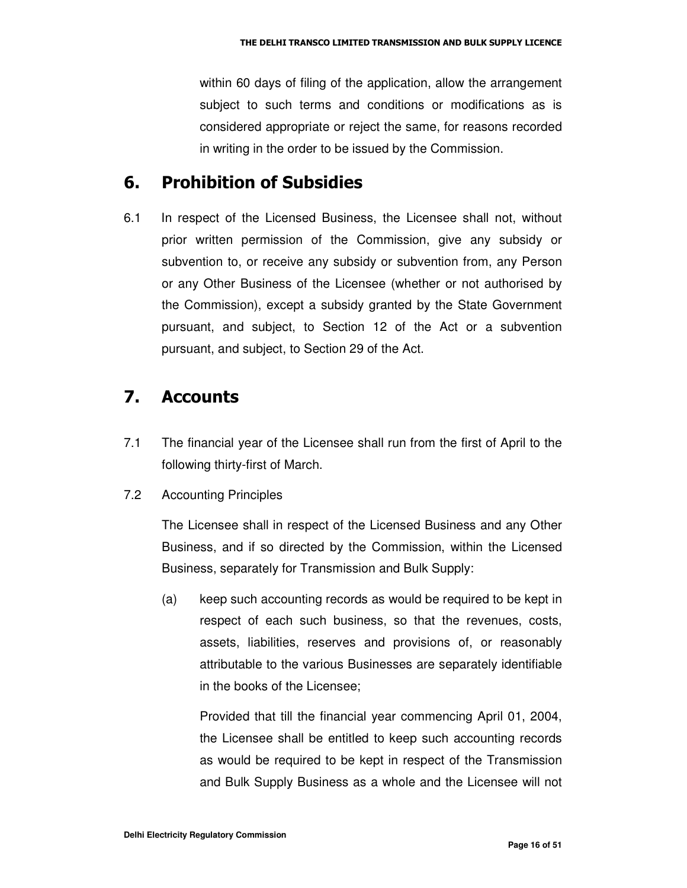within 60 days of filing of the application, allow the arrangement subject to such terms and conditions or modifications as is considered appropriate or reject the same, for reasons recorded in writing in the order to be issued by the Commission.

## 6. Prohibition of Subsidies

6.1 In respect of the Licensed Business, the Licensee shall not, without prior written permission of the Commission, give any subsidy or subvention to, or receive any subsidy or subvention from, any Person or any Other Business of the Licensee (whether or not authorised by the Commission), except a subsidy granted by the State Government pursuant, and subject, to Section 12 of the Act or a subvention pursuant, and subject, to Section 29 of the Act.

## 7. Accounts

7.1 The financial year of the Licensee shall run from the first of April to the following thirty-first of March.

7.2 Accounting Principles

The Licensee shall in respect of the Licensed Business and any Other Business, and if so directed by the Commission, within the Licensed Business, separately for Transmission and Bulk Supply:

(a) keep such accounting records as would be required to be kept in respect of each such business, so that the revenues, costs, assets, liabilities, reserves and provisions of, or reasonably attributable to the various Businesses are separately identifiable in the books of the Licensee;

Provided that till the financial year commencing April 01, 2004, the Licensee shall be entitled to keep such accounting records as would be required to be kept in respect of the Transmission and Bulk Supply Business as a whole and the Licensee will not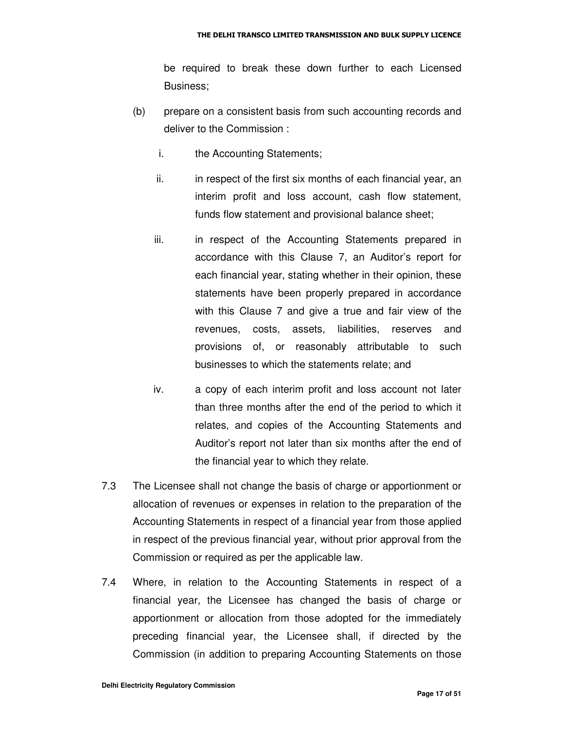be required to break these down further to each Licensed Business;

(b) prepare on a consistent basis from such accounting records and deliver to the Commission :

   i. the Accounting Statements;

   ii. in respect of the first six months of each financial year, an interim profit and loss account, cash flow statement, funds flow statement and provisional balance sheet;

   iii. in respect of the Accounting Statements prepared in accordance with this Clause 7, an Auditor's report for each financial year, stating whether in their opinion, these statements have been properly prepared in accordance with this Clause 7 and give a true and fair view of the revenues, costs, assets, liabilities, reserves and provisions of, or reasonably attributable to such businesses to which the statements relate; and

   iv. a copy of each interim profit and loss account not later than three months after the end of the period to which it relates, and copies of the Accounting Statements and Auditor's report not later than six months after the end of the financial year to which they relate.

7.3 The Licensee shall not change the basis of charge or apportionment or allocation of revenues or expenses in relation to the preparation of the Accounting Statements in respect of a financial year from those applied in respect of the previous financial year, without prior approval from the Commission or required as per the applicable law.

7.4 Where, in relation to the Accounting Statements in respect of a financial year, the Licensee has changed the basis of charge or apportionment or allocation from those adopted for the immediately preceding financial year, the Licensee shall, if directed by the Commission (in addition to preparing Accounting Statements on those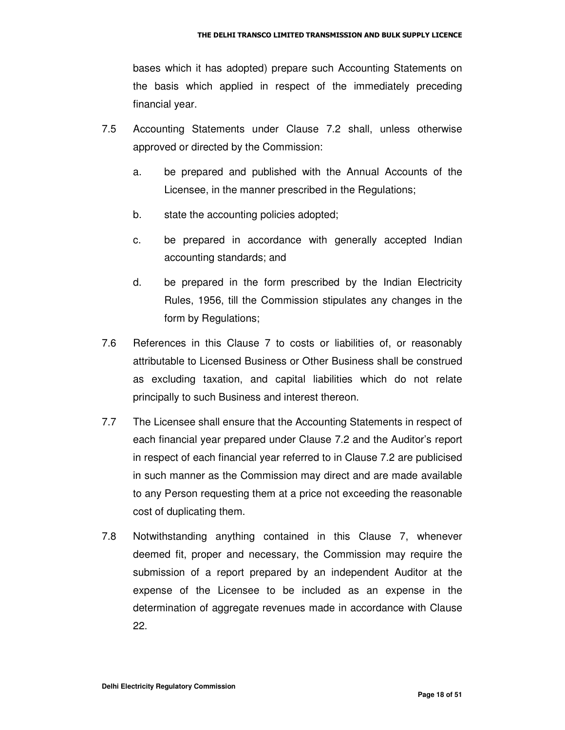bases which it has adopted) prepare such Accounting Statements on the basis which applied in respect of the immediately preceding financial year.

7.5 Accounting Statements under Clause 7.2 shall, unless otherwise approved or directed by the Commission:

  a. be prepared and published with the Annual Accounts of the Licensee, in the manner prescribed in the Regulations;

  b. state the accounting policies adopted;

  c. be prepared in accordance with generally accepted Indian accounting standards; and

  d. be prepared in the form prescribed by the Indian Electricity Rules, 1956, till the Commission stipulates any changes in the form by Regulations;

7.6 References in this Clause 7 to costs or liabilities of, or reasonably attributable to Licensed Business or Other Business shall be construed as excluding taxation, and capital liabilities which do not relate principally to such Business and interest thereon.

7.7 The Licensee shall ensure that the Accounting Statements in respect of each financial year prepared under Clause 7.2 and the Auditor's report in respect of each financial year referred to in Clause 7.2 are publicised in such manner as the Commission may direct and are made available to any Person requesting them at a price not exceeding the reasonable cost of duplicating them.

7.8 Notwithstanding anything contained in this Clause 7, whenever deemed fit, proper and necessary, the Commission may require the submission of a report prepared by an independent Auditor at the expense of the Licensee to be included as an expense in the determination of aggregate revenues made in accordance with Clause 22.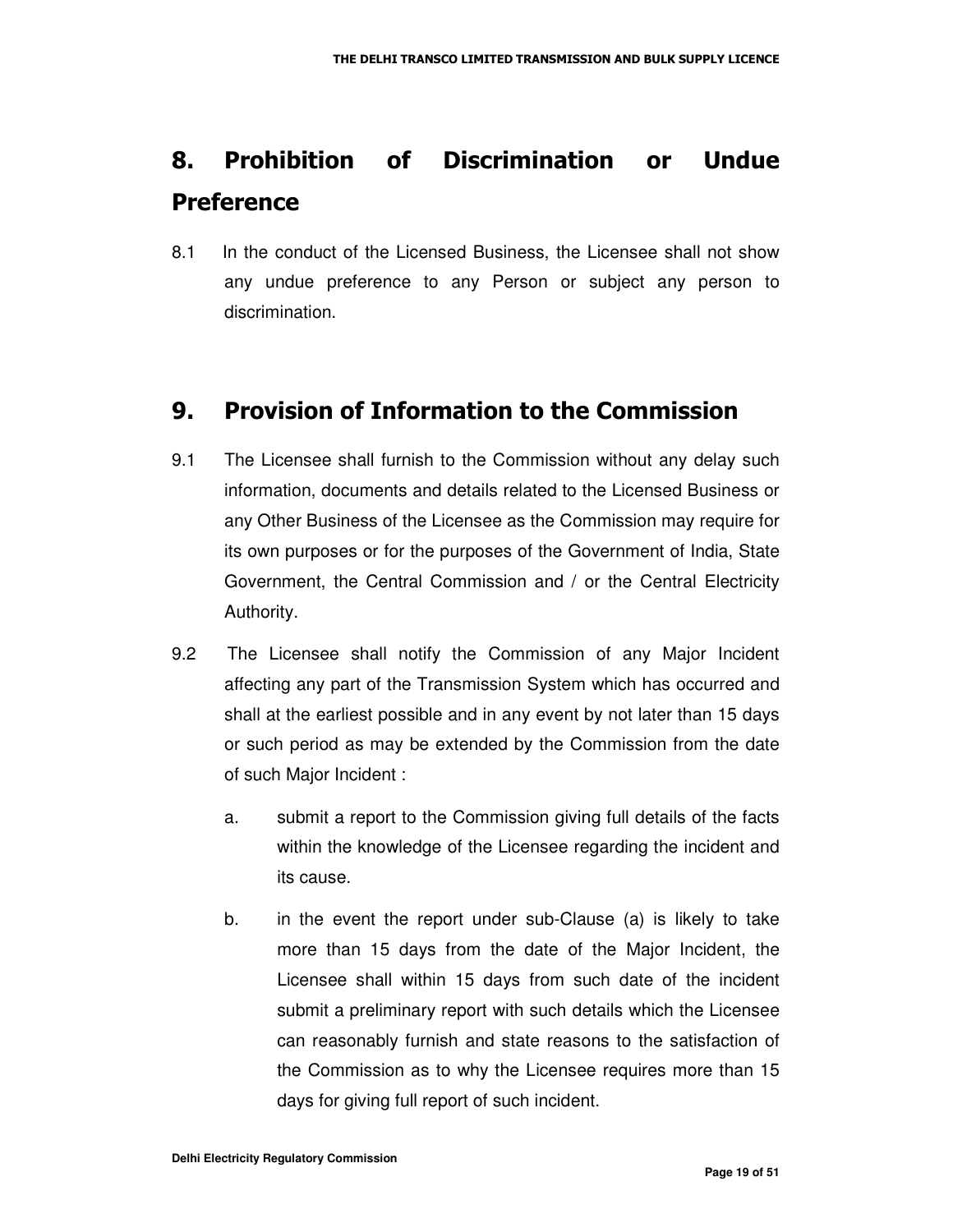## 8. Prohibition of Discrimination or Undue Preference

8.1 In the conduct of the Licensed Business, the Licensee shall not show any undue preference to any Person or subject any person to discrimination.

## 9. Provision of Information to the Commission

9.1 The Licensee shall furnish to the Commission without any delay such information, documents and details related to the Licensed Business or any Other Business of the Licensee as the Commission may require for its own purposes or for the purposes of the Government of India, State Government, the Central Commission and / or the Central Electricity Authority.

9.2 The Licensee shall notify the Commission of any Major Incident affecting any part of the Transmission System which has occurred and shall at the earliest possible and in any event by not later than 15 days or such period as may be extended by the Commission from the date of such Major Incident :

a. submit a report to the Commission giving full details of the facts within the knowledge of the Licensee regarding the incident and its cause.

b. in the event the report under sub-Clause (a) is likely to take more than 15 days from the date of the Major Incident, the Licensee shall within 15 days from such date of the incident submit a preliminary report with such details which the Licensee can reasonably furnish and state reasons to the satisfaction of the Commission as to why the Licensee requires more than 15 days for giving full report of such incident.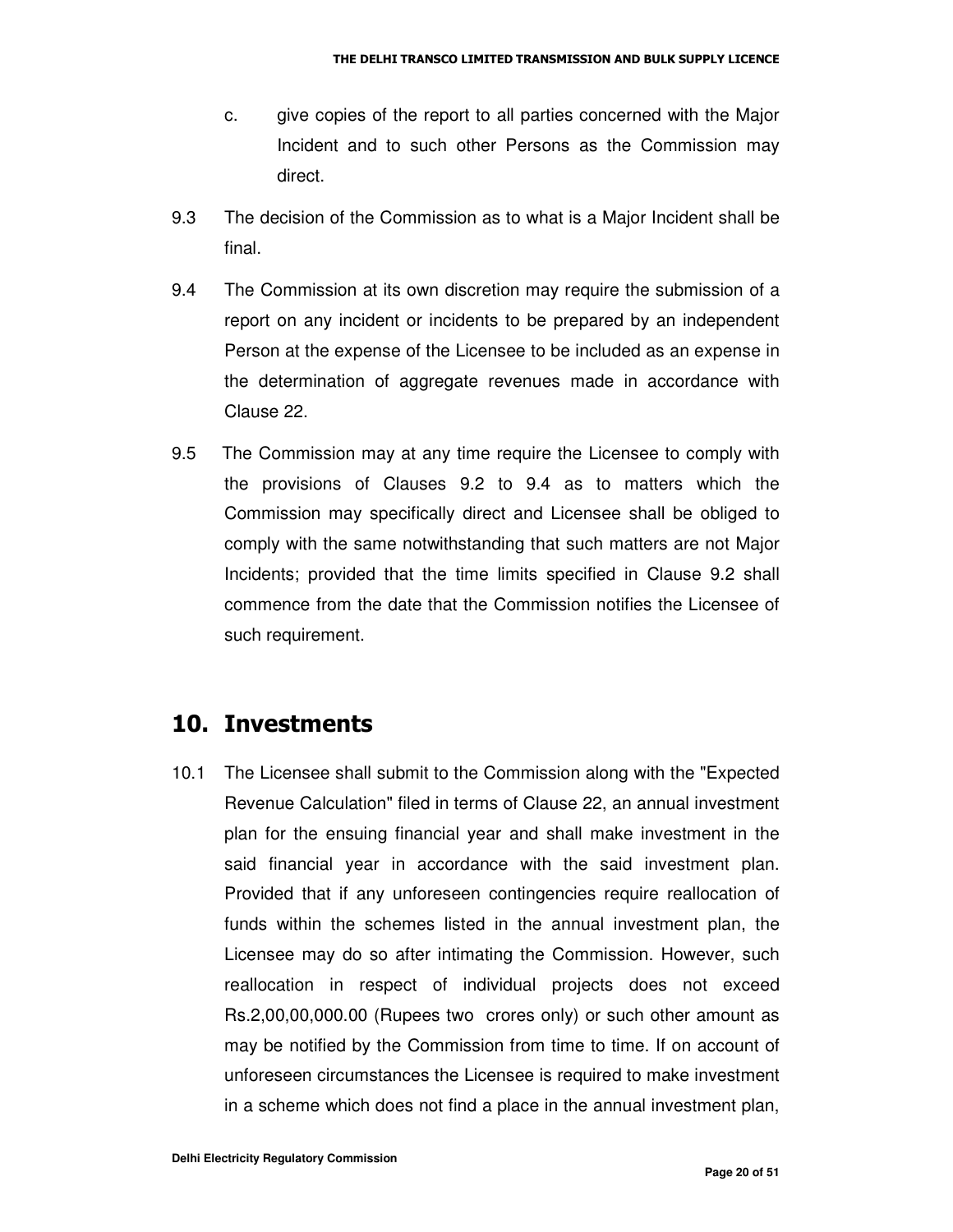c. give copies of the report to all parties concerned with the Major Incident and to such other Persons as the Commission may direct.

9.3 The decision of the Commission as to what is a Major Incident shall be final.

9.4 The Commission at its own discretion may require the submission of a report on any incident or incidents to be prepared by an independent Person at the expense of the Licensee to be included as an expense in the determination of aggregate revenues made in accordance with Clause 22.

9.5 The Commission may at any time require the Licensee to comply with the provisions of Clauses 9.2 to 9.4 as to matters which the Commission may specifically direct and Licensee shall be obliged to comply with the same notwithstanding that such matters are not Major Incidents; provided that the time limits specified in Clause 9.2 shall commence from the date that the Commission notifies the Licensee of such requirement.

## 10. Investments

10.1 The Licensee shall submit to the Commission along with the "Expected Revenue Calculation" filed in terms of Clause 22, an annual investment plan for the ensuing financial year and shall make investment in the said financial year in accordance with the said investment plan. Provided that if any unforeseen contingencies require reallocation of funds within the schemes listed in the annual investment plan, the Licensee may do so after intimating the Commission. However, such reallocation in respect of individual projects does not exceed Rs.2,00,00,000.00 (Rupees two crores only) or such other amount as may be notified by the Commission from time to time. If on account of unforeseen circumstances the Licensee is required to make investment in a scheme which does not find a place in the annual investment plan,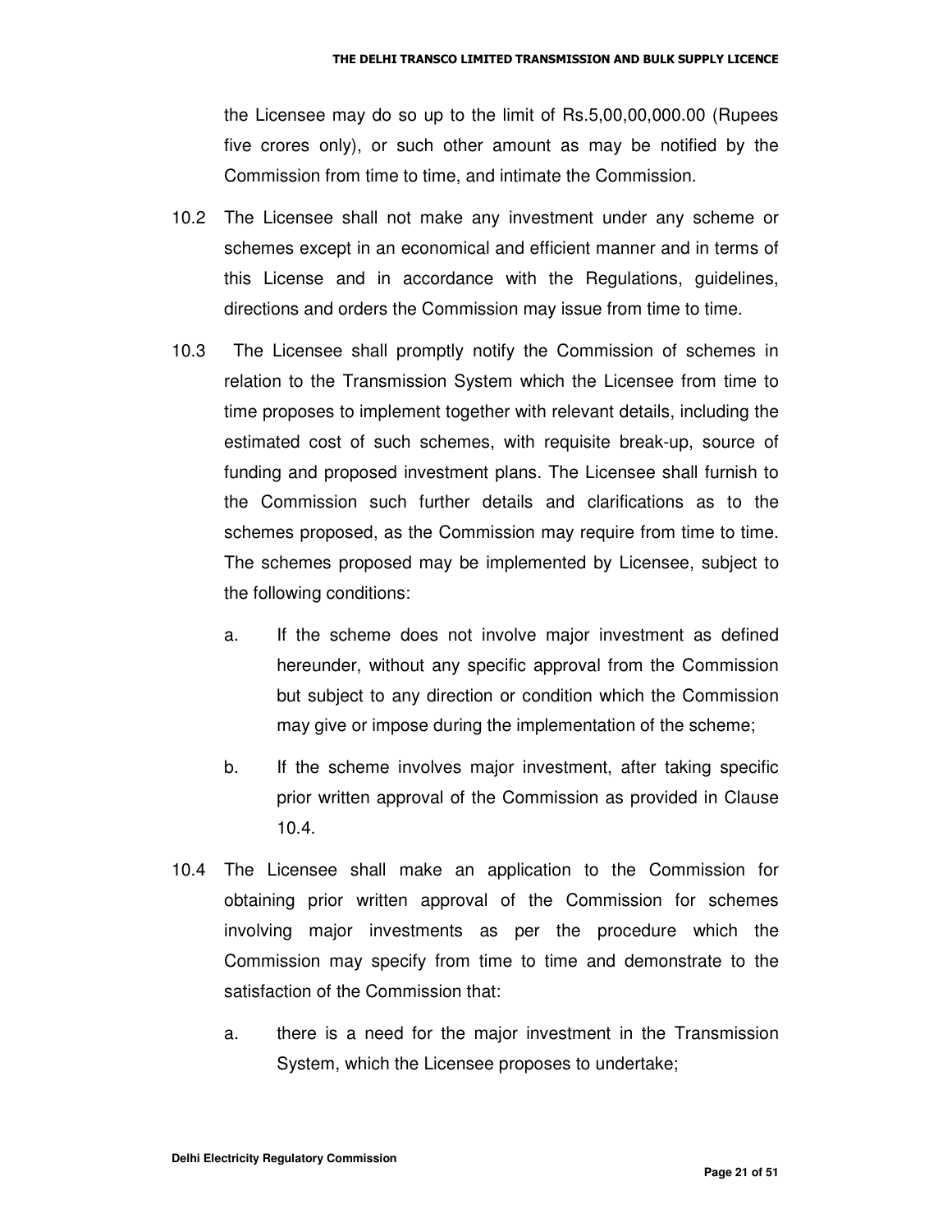the Licensee may do so up to the limit of Rs.5,00,00,000.00 (Rupees five crores only), or such other amount as may be notified by the Commission from time to time, and intimate the Commission.

10.2 The Licensee shall not make any investment under any scheme or schemes except in an economical and efficient manner and in terms of this License and in accordance with the Regulations, guidelines, directions and orders the Commission may issue from time to time.

10.3 The Licensee shall promptly notify the Commission of schemes in relation to the Transmission System which the Licensee from time to time proposes to implement together with relevant details, including the estimated cost of such schemes, with requisite break-up, source of funding and proposed investment plans. The Licensee shall furnish to the Commission such further details and clarifications as to the schemes proposed, as the Commission may require from time to time. The schemes proposed may be implemented by Licensee, subject to the following conditions:

a. If the scheme does not involve major investment as defined hereunder, without any specific approval from the Commission but subject to any direction or condition which the Commission may give or impose during the implementation of the scheme;

b. If the scheme involves major investment, after taking specific prior written approval of the Commission as provided in Clause 10.4.

10.4 The Licensee shall make an application to the Commission for obtaining prior written approval of the Commission for schemes involving major investments as per the procedure which the Commission may specify from time to time and demonstrate to the satisfaction of the Commission that:

a. there is a need for the major investment in the Transmission System, which the Licensee proposes to undertake;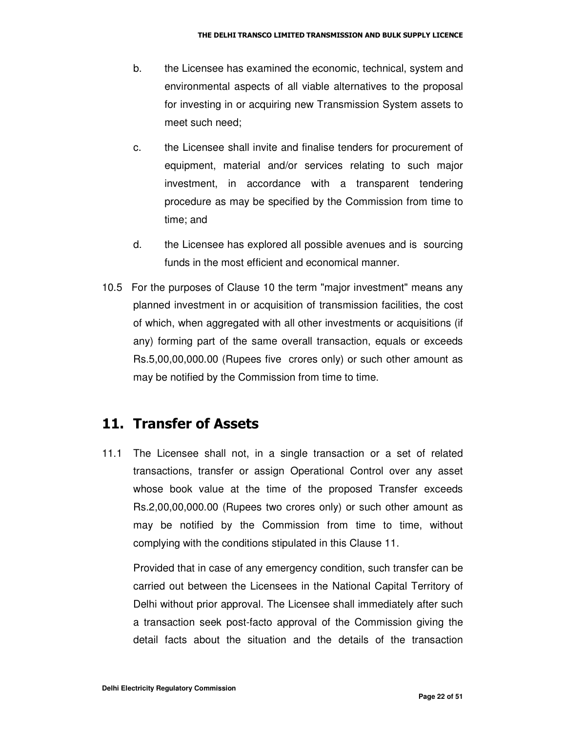b. the Licensee has examined the economic, technical, system and environmental aspects of all viable alternatives to the proposal for investing in or acquiring new Transmission System assets to meet such need;

c. the Licensee shall invite and finalise tenders for procurement of equipment, material and/or services relating to such major investment, in accordance with a transparent tendering procedure as may be specified by the Commission from time to time; and

d. the Licensee has explored all possible avenues and is sourcing funds in the most efficient and economical manner.

10.5 For the purposes of Clause 10 the term "major investment" means any planned investment in or acquisition of transmission facilities, the cost of which, when aggregated with all other investments or acquisitions (if any) forming part of the same overall transaction, equals or exceeds Rs.5,00,00,000.00 (Rupees five crores only) or such other amount as may be notified by the Commission from time to time.

## 11. Transfer of Assets

11.1 The Licensee shall not, in a single transaction or a set of related transactions, transfer or assign Operational Control over any asset whose book value at the time of the proposed Transfer exceeds Rs.2,00,00,000.00 (Rupees two crores only) or such other amount as may be notified by the Commission from time to time, without complying with the conditions stipulated in this Clause 11.

Provided that in case of any emergency condition, such transfer can be carried out between the Licensees in the National Capital Territory of Delhi without prior approval. The Licensee shall immediately after such a transaction seek post-facto approval of the Commission giving the detail facts about the situation and the details of the transaction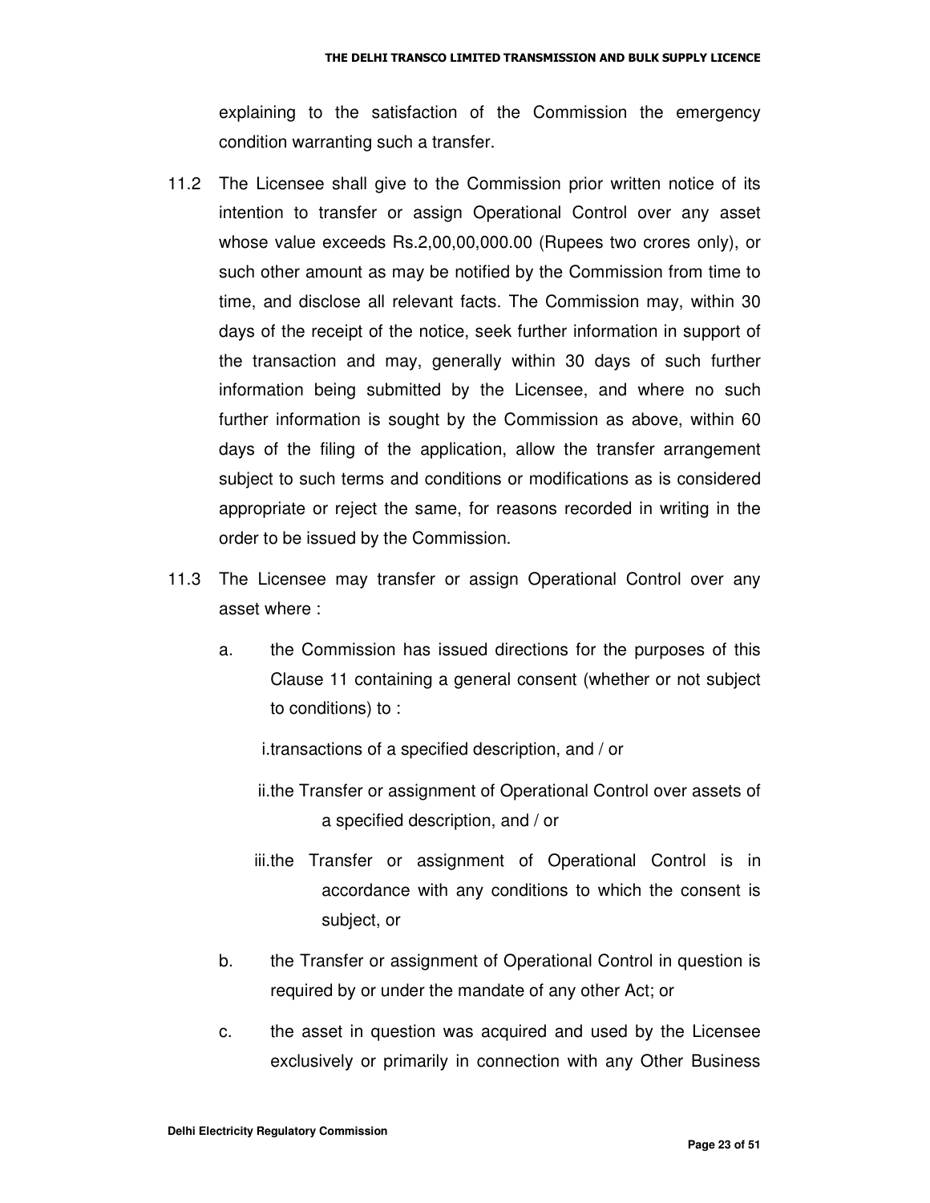explaining to the satisfaction of the Commission the emergency condition warranting such a transfer.

11.2 The Licensee shall give to the Commission prior written notice of its intention to transfer or assign Operational Control over any asset whose value exceeds Rs.2,00,00,000.00 (Rupees two crores only), or such other amount as may be notified by the Commission from time to time, and disclose all relevant facts. The Commission may, within 30 days of the receipt of the notice, seek further information in support of the transaction and may, generally within 30 days of such further information being submitted by the Licensee, and where no such further information is sought by the Commission as above, within 60 days of the filing of the application, allow the transfer arrangement subject to such terms and conditions or modifications as is considered appropriate or reject the same, for reasons recorded in writing in the order to be issued by the Commission.

11.3 The Licensee may transfer or assign Operational Control over any asset where :

   a. the Commission has issued directions for the purposes of this Clause 11 containing a general consent (whether or not subject to conditions) to :

      i. transactions of a specified description, and / or

      ii. the Transfer or assignment of Operational Control over assets of a specified description, and / or

      iii. the Transfer or assignment of Operational Control is in accordance with any conditions to which the consent is subject, or

   b. the Transfer or assignment of Operational Control in question is required by or under the mandate of any other Act; or

   c. the asset in question was acquired and used by the Licensee exclusively or primarily in connection with any Other Business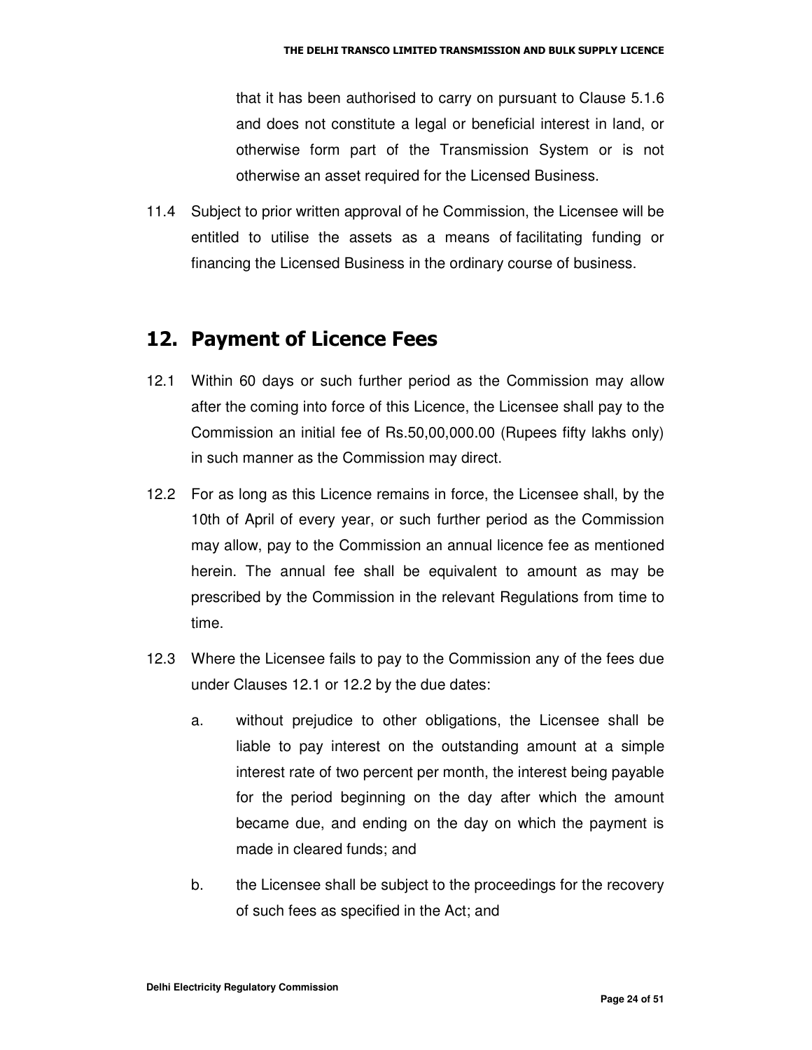that it has been authorised to carry on pursuant to Clause 5.1.6 and does not constitute a legal or beneficial interest in land, or otherwise form part of the Transmission System or is not otherwise an asset required for the Licensed Business.

11.4 Subject to prior written approval of he Commission, the Licensee will be entitled to utilise the assets as a means of facilitating funding or financing the Licensed Business in the ordinary course of business.

## 12. Payment of Licence Fees

12.1 Within 60 days or such further period as the Commission may allow after the coming into force of this Licence, the Licensee shall pay to the Commission an initial fee of Rs.50,00,000.00 (Rupees fifty lakhs only) in such manner as the Commission may direct.

12.2 For as long as this Licence remains in force, the Licensee shall, by the 10th of April of every year, or such further period as the Commission may allow, pay to the Commission an annual licence fee as mentioned herein. The annual fee shall be equivalent to amount as may be prescribed by the Commission in the relevant Regulations from time to time.

12.3 Where the Licensee fails to pay to the Commission any of the fees due under Clauses 12.1 or 12.2 by the due dates:

a. without prejudice to other obligations, the Licensee shall be liable to pay interest on the outstanding amount at a simple interest rate of two percent per month, the interest being payable for the period beginning on the day after which the amount became due, and ending on the day on which the payment is made in cleared funds; and

b. the Licensee shall be subject to the proceedings for the recovery of such fees as specified in the Act; and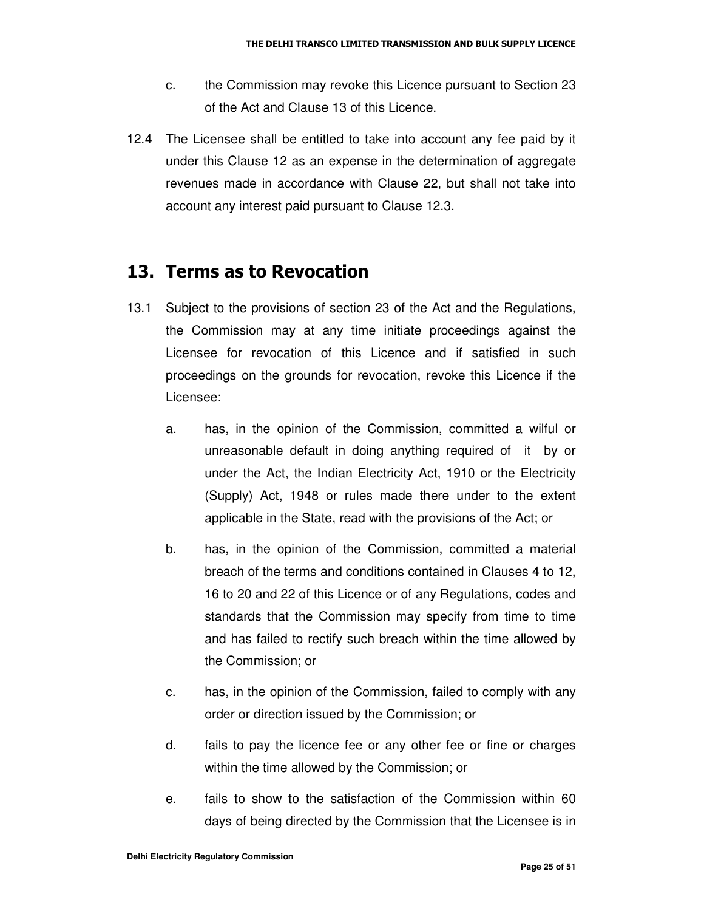c. the Commission may revoke this Licence pursuant to Section 23 of the Act and Clause 13 of this Licence.

12.4 The Licensee shall be entitled to take into account any fee paid by it under this Clause 12 as an expense in the determination of aggregate revenues made in accordance with Clause 22, but shall not take into account any interest paid pursuant to Clause 12.3.

## 13. Terms as to Revocation

13.1 Subject to the provisions of section 23 of the Act and the Regulations, the Commission may at any time initiate proceedings against the Licensee for revocation of this Licence and if satisfied in such proceedings on the grounds for revocation, revoke this Licence if the Licensee:

a. has, in the opinion of the Commission, committed a wilful or unreasonable default in doing anything required of it by or under the Act, the Indian Electricity Act, 1910 or the Electricity (Supply) Act, 1948 or rules made there under to the extent applicable in the State, read with the provisions of the Act; or

b. has, in the opinion of the Commission, committed a material breach of the terms and conditions contained in Clauses 4 to 12, 16 to 20 and 22 of this Licence or of any Regulations, codes and standards that the Commission may specify from time to time and has failed to rectify such breach within the time allowed by the Commission; or

c. has, in the opinion of the Commission, failed to comply with any order or direction issued by the Commission; or

d. fails to pay the licence fee or any other fee or fine or charges within the time allowed by the Commission; or

e. fails to show to the satisfaction of the Commission within 60 days of being directed by the Commission that the Licensee is in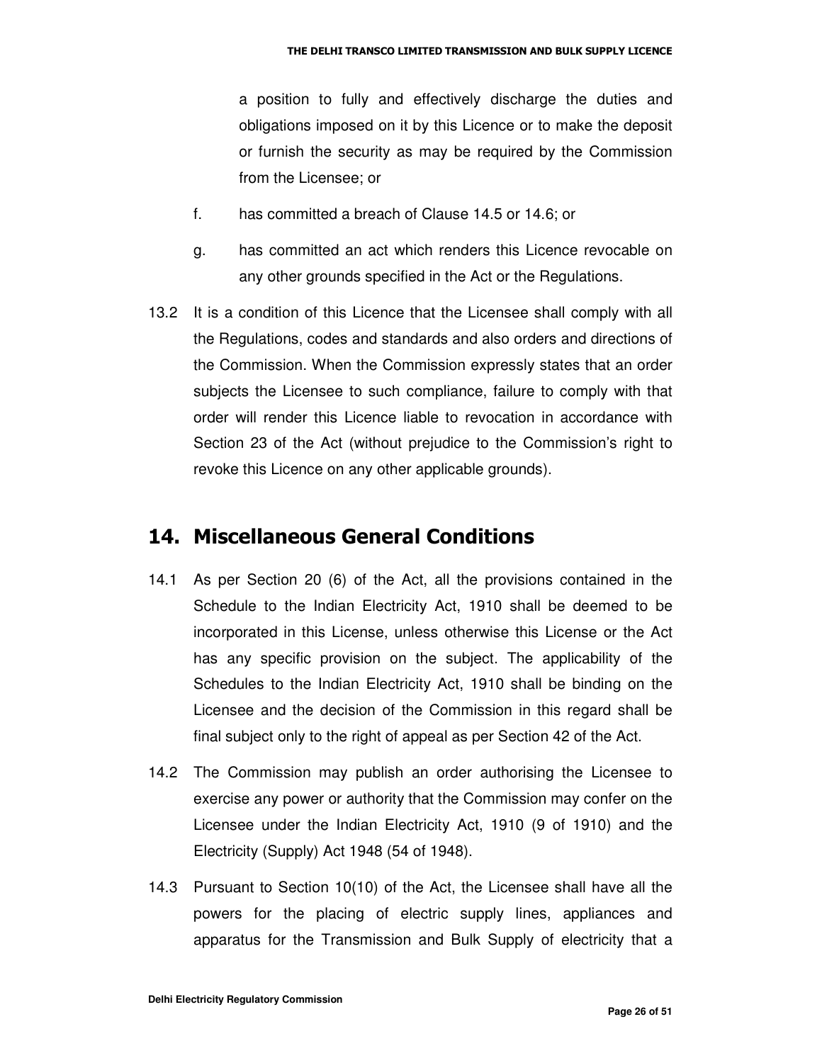a position to fully and effectively discharge the duties and obligations imposed on it by this Licence or to make the deposit or furnish the security as may be required by the Commission from the Licensee; or

f. has committed a breach of Clause 14.5 or 14.6; or

g. has committed an act which renders this Licence revocable on any other grounds specified in the Act or the Regulations.

13.2 It is a condition of this Licence that the Licensee shall comply with all the Regulations, codes and standards and also orders and directions of the Commission. When the Commission expressly states that an order subjects the Licensee to such compliance, failure to comply with that order will render this Licence liable to revocation in accordance with Section 23 of the Act (without prejudice to the Commission's right to revoke this Licence on any other applicable grounds).

## 14. Miscellaneous General Conditions

14.1 As per Section 20 (6) of the Act, all the provisions contained in the Schedule to the Indian Electricity Act, 1910 shall be deemed to be incorporated in this License, unless otherwise this License or the Act has any specific provision on the subject. The applicability of the Schedules to the Indian Electricity Act, 1910 shall be binding on the Licensee and the decision of the Commission in this regard shall be final subject only to the right of appeal as per Section 42 of the Act.

14.2 The Commission may publish an order authorising the Licensee to exercise any power or authority that the Commission may confer on the Licensee under the Indian Electricity Act, 1910 (9 of 1910) and the Electricity (Supply) Act 1948 (54 of 1948).

14.3 Pursuant to Section 10(10) of the Act, the Licensee shall have all the powers for the placing of electric supply lines, appliances and apparatus for the Transmission and Bulk Supply of electricity that a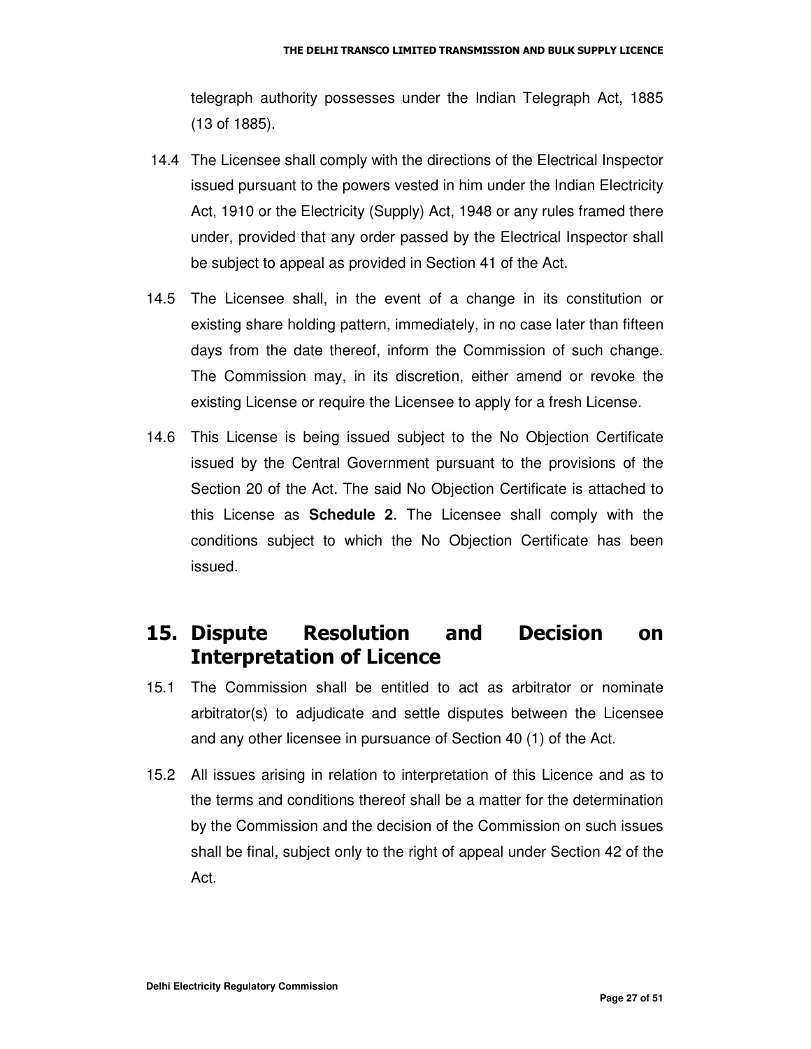telegraph authority possesses under the Indian Telegraph Act, 1885 (13 of 1885).

14.4 The Licensee shall comply with the directions of the Electrical Inspector issued pursuant to the powers vested in him under the Indian Electricity Act, 1910 or the Electricity (Supply) Act, 1948 or any rules framed there under, provided that any order passed by the Electrical Inspector shall be subject to appeal as provided in Section 41 of the Act.

14.5 The Licensee shall, in the event of a change in its constitution or existing share holding pattern, immediately, in no case later than fifteen days from the date thereof, inform the Commission of such change. The Commission may, in its discretion, either amend or revoke the existing License or require the Licensee to apply for a fresh License.

14.6 This License is being issued subject to the No Objection Certificate issued by the Central Government pursuant to the provisions of the Section 20 of the Act. The said No Objection Certificate is attached to this License as **Schedule 2**. The Licensee shall comply with the conditions subject to which the No Objection Certificate has been issued.

## 15. Dispute Resolution and Decision on Interpretation of Licence

15.1 The Commission shall be entitled to act as arbitrator or nominate arbitrator(s) to adjudicate and settle disputes between the Licensee and any other licensee in pursuance of Section 40 (1) of the Act.

15.2 All issues arising in relation to interpretation of this Licence and as to the terms and conditions thereof shall be a matter for the determination by the Commission and the decision of the Commission on such issues shall be final, subject only to the right of appeal under Section 42 of the Act.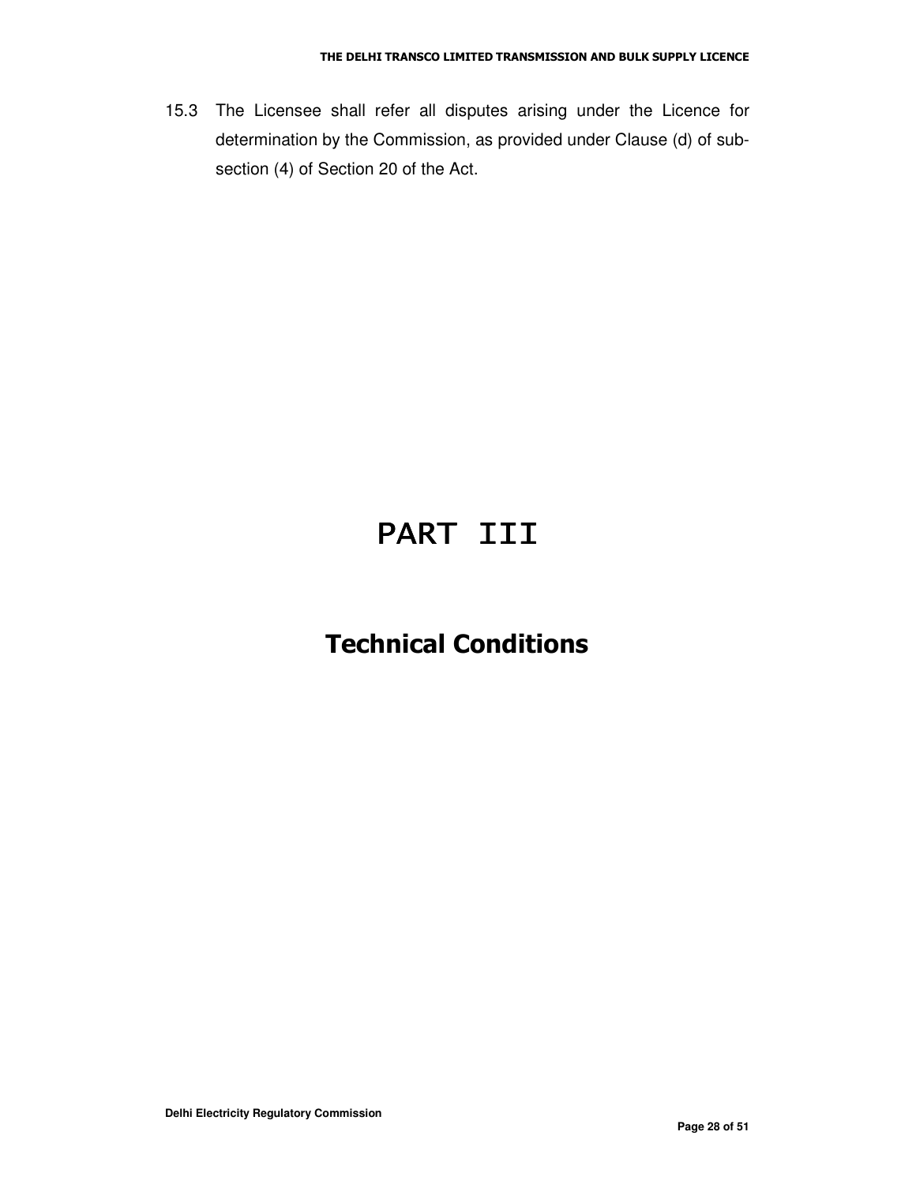15.3 The Licensee shall refer all disputes arising under the Licence for determination by the Commission, as provided under Clause (d) of sub-section (4) of Section 20 of the Act.

# PART III

## Technical Conditions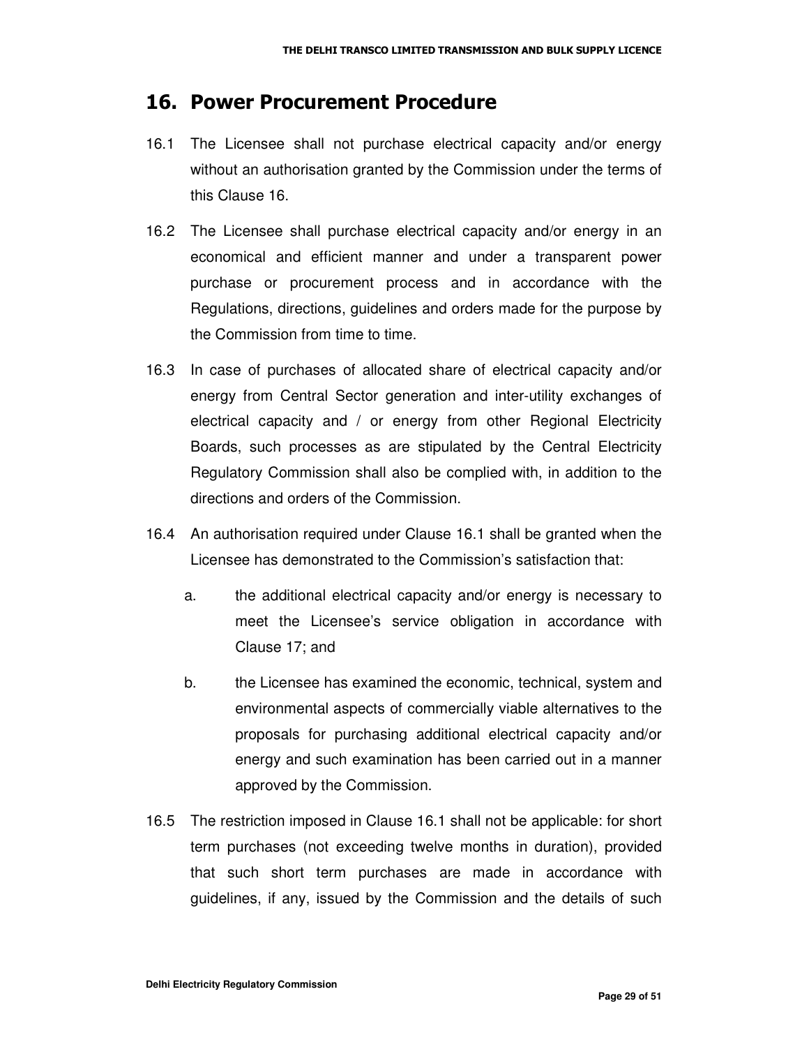## 16. Power Procurement Procedure

16.1 The Licensee shall not purchase electrical capacity and/or energy without an authorisation granted by the Commission under the terms of this Clause 16.

16.2 The Licensee shall purchase electrical capacity and/or energy in an economical and efficient manner and under a transparent power purchase or procurement process and in accordance with the Regulations, directions, guidelines and orders made for the purpose by the Commission from time to time.

16.3 In case of purchases of allocated share of electrical capacity and/or energy from Central Sector generation and inter-utility exchanges of electrical capacity and / or energy from other Regional Electricity Boards, such processes as are stipulated by the Central Electricity Regulatory Commission shall also be complied with, in addition to the directions and orders of the Commission.

16.4 An authorisation required under Clause 16.1 shall be granted when the Licensee has demonstrated to the Commission's satisfaction that:

   a. the additional electrical capacity and/or energy is necessary to meet the Licensee's service obligation in accordance with Clause 17; and

   b. the Licensee has examined the economic, technical, system and environmental aspects of commercially viable alternatives to the proposals for purchasing additional electrical capacity and/or energy and such examination has been carried out in a manner approved by the Commission.

16.5 The restriction imposed in Clause 16.1 shall not be applicable: for short term purchases (not exceeding twelve months in duration), provided that such short term purchases are made in accordance with guidelines, if any, issued by the Commission and the details of such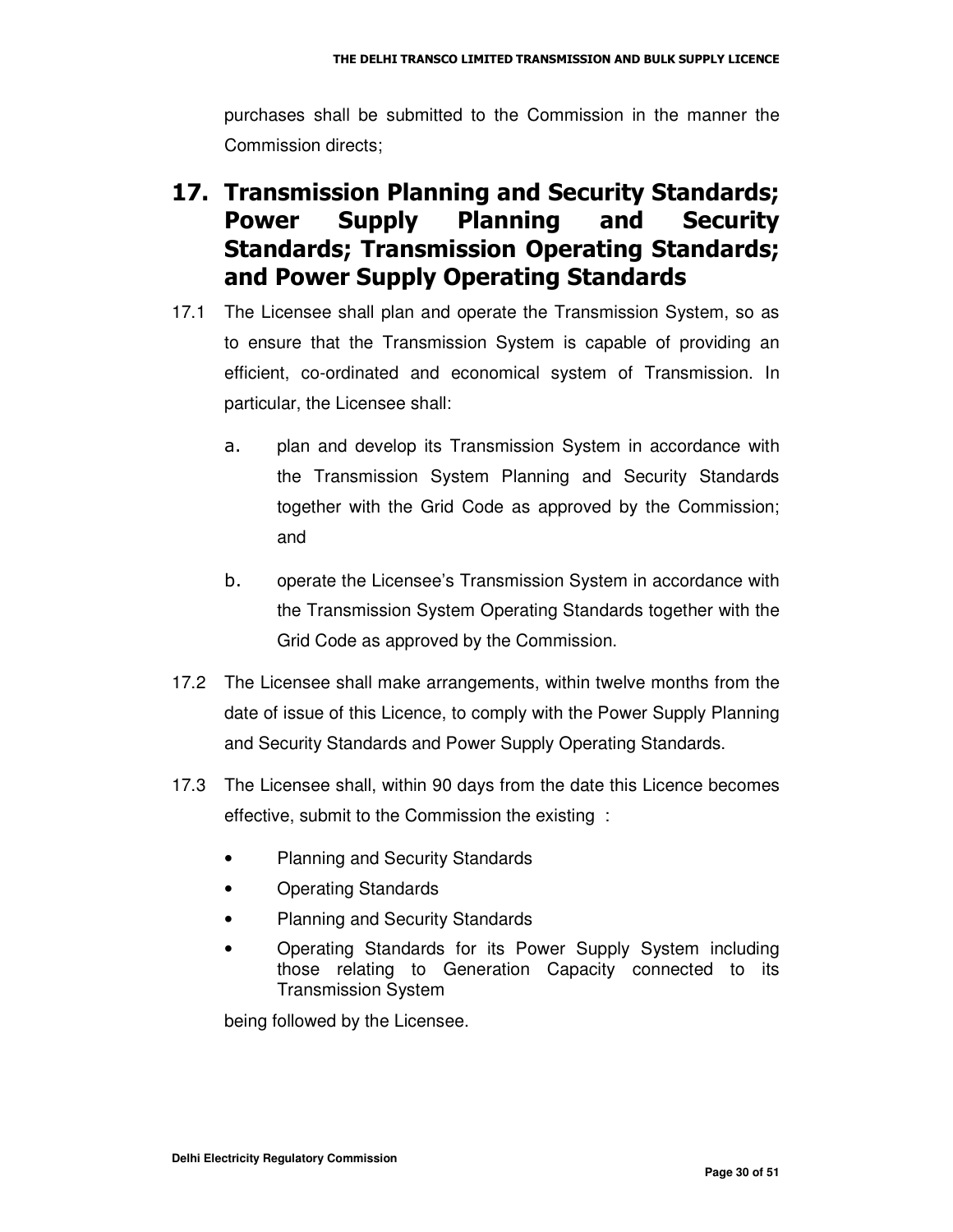purchases shall be submitted to the Commission in the manner the Commission directs;

## 17. Transmission Planning and Security Standards; Power Supply Planning and Security Standards; Transmission Operating Standards; and Power Supply Operating Standards

17.1 The Licensee shall plan and operate the Transmission System, so as to ensure that the Transmission System is capable of providing an efficient, co-ordinated and economical system of Transmission. In particular, the Licensee shall:

a. plan and develop its Transmission System in accordance with the Transmission System Planning and Security Standards together with the Grid Code as approved by the Commission; and

b. operate the Licensee's Transmission System in accordance with the Transmission System Operating Standards together with the Grid Code as approved by the Commission.

17.2 The Licensee shall make arrangements, within twelve months from the date of issue of this Licence, to comply with the Power Supply Planning and Security Standards and Power Supply Operating Standards.

17.3 The Licensee shall, within 90 days from the date this Licence becomes effective, submit to the Commission the existing :

- Planning and Security Standards
- Operating Standards
- Planning and Security Standards
- Operating Standards for its Power Supply System including those relating to Generation Capacity connected to its Transmission System

being followed by the Licensee.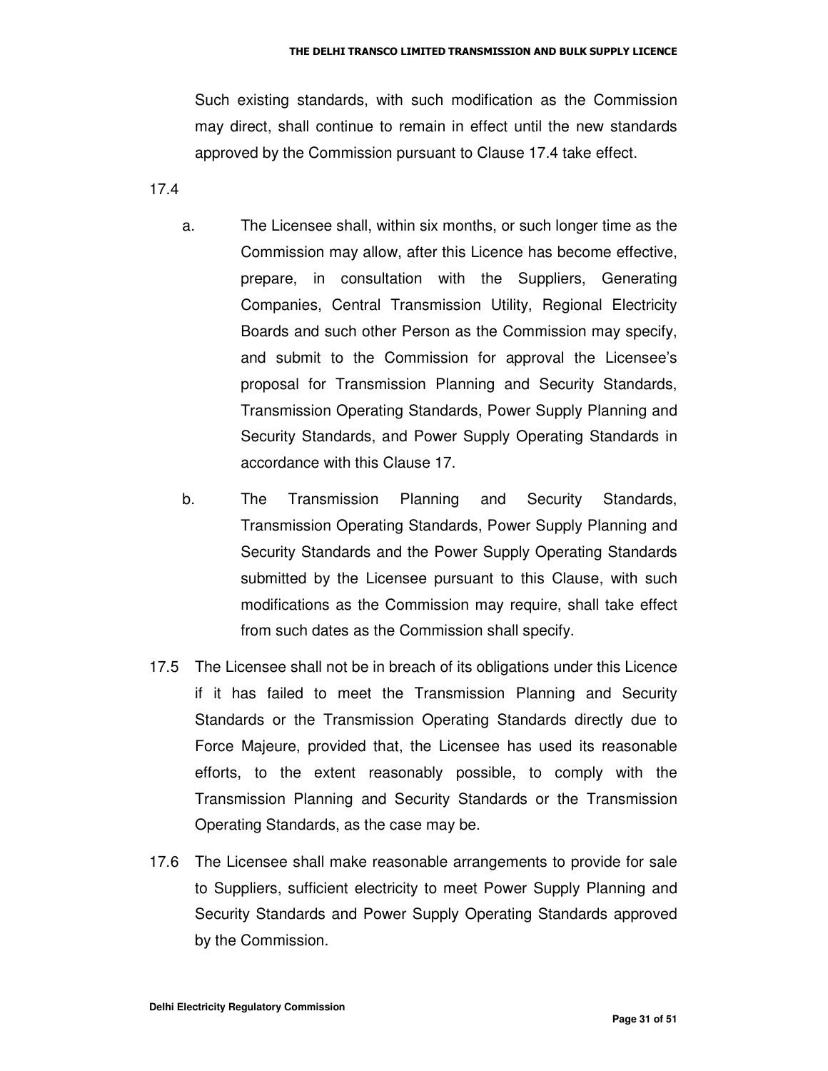Such existing standards, with such modification as the Commission may direct, shall continue to remain in effect until the new standards approved by the Commission pursuant to Clause 17.4 take effect.

17.4

a. The Licensee shall, within six months, or such longer time as the Commission may allow, after this Licence has become effective, prepare, in consultation with the Suppliers, Generating Companies, Central Transmission Utility, Regional Electricity Boards and such other Person as the Commission may specify, and submit to the Commission for approval the Licensee's proposal for Transmission Planning and Security Standards, Transmission Operating Standards, Power Supply Planning and Security Standards, and Power Supply Operating Standards in accordance with this Clause 17.

b. The Transmission Planning and Security Standards, Transmission Operating Standards, Power Supply Planning and Security Standards and the Power Supply Operating Standards submitted by the Licensee pursuant to this Clause, with such modifications as the Commission may require, shall take effect from such dates as the Commission shall specify.

17.5 The Licensee shall not be in breach of its obligations under this Licence if it has failed to meet the Transmission Planning and Security Standards or the Transmission Operating Standards directly due to Force Majeure, provided that, the Licensee has used its reasonable efforts, to the extent reasonably possible, to comply with the Transmission Planning and Security Standards or the Transmission Operating Standards, as the case may be.

17.6 The Licensee shall make reasonable arrangements to provide for sale to Suppliers, sufficient electricity to meet Power Supply Planning and Security Standards and Power Supply Operating Standards approved by the Commission.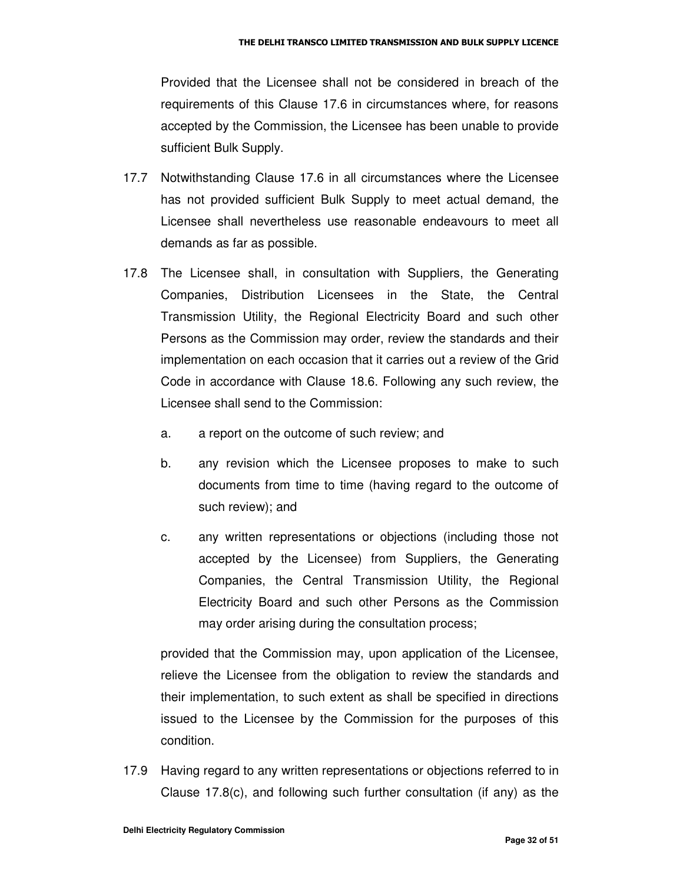Provided that the Licensee shall not be considered in breach of the requirements of this Clause 17.6 in circumstances where, for reasons accepted by the Commission, the Licensee has been unable to provide sufficient Bulk Supply.

17.7 Notwithstanding Clause 17.6 in all circumstances where the Licensee has not provided sufficient Bulk Supply to meet actual demand, the Licensee shall nevertheless use reasonable endeavours to meet all demands as far as possible.

17.8 The Licensee shall, in consultation with Suppliers, the Generating Companies, Distribution Licensees in the State, the Central Transmission Utility, the Regional Electricity Board and such other Persons as the Commission may order, review the standards and their implementation on each occasion that it carries out a review of the Grid Code in accordance with Clause 18.6. Following any such review, the Licensee shall send to the Commission:

a. a report on the outcome of such review; and

b. any revision which the Licensee proposes to make to such documents from time to time (having regard to the outcome of such review); and

c. any written representations or objections (including those not accepted by the Licensee) from Suppliers, the Generating Companies, the Central Transmission Utility, the Regional Electricity Board and such other Persons as the Commission may order arising during the consultation process;

provided that the Commission may, upon application of the Licensee, relieve the Licensee from the obligation to review the standards and their implementation, to such extent as shall be specified in directions issued to the Licensee by the Commission for the purposes of this condition.

17.9 Having regard to any written representations or objections referred to in Clause 17.8(c), and following such further consultation (if any) as the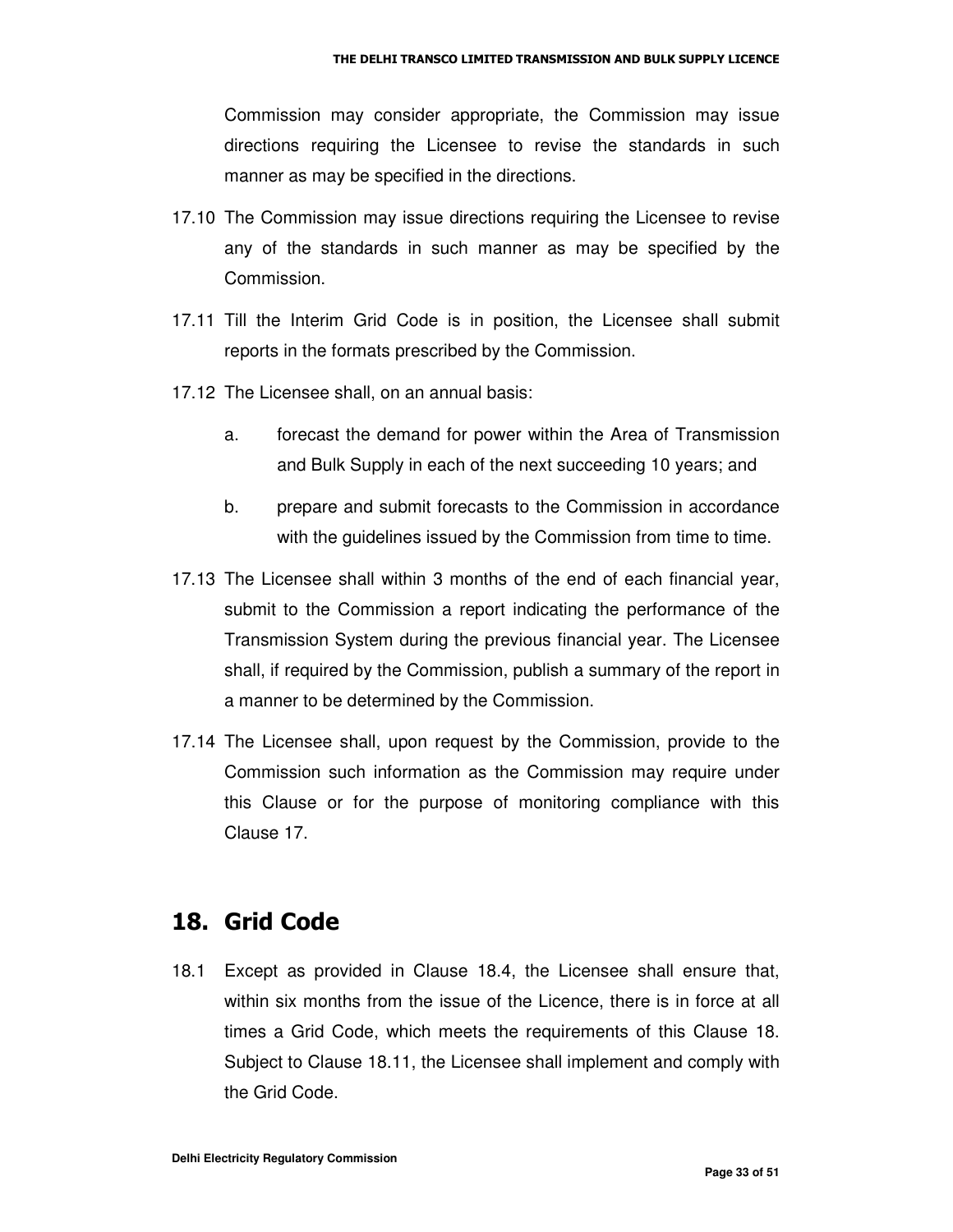Commission may consider appropriate, the Commission may issue directions requiring the Licensee to revise the standards in such manner as may be specified in the directions.

17.10 The Commission may issue directions requiring the Licensee to revise any of the standards in such manner as may be specified by the Commission.

17.11 Till the Interim Grid Code is in position, the Licensee shall submit reports in the formats prescribed by the Commission.

17.12 The Licensee shall, on an annual basis:

a. forecast the demand for power within the Area of Transmission and Bulk Supply in each of the next succeeding 10 years; and

b. prepare and submit forecasts to the Commission in accordance with the guidelines issued by the Commission from time to time.

17.13 The Licensee shall within 3 months of the end of each financial year, submit to the Commission a report indicating the performance of the Transmission System during the previous financial year. The Licensee shall, if required by the Commission, publish a summary of the report in a manner to be determined by the Commission.

17.14 The Licensee shall, upon request by the Commission, provide to the Commission such information as the Commission may require under this Clause or for the purpose of monitoring compliance with this Clause 17.

## 18. Grid Code

18.1 Except as provided in Clause 18.4, the Licensee shall ensure that, within six months from the issue of the Licence, there is in force at all times a Grid Code, which meets the requirements of this Clause 18. Subject to Clause 18.11, the Licensee shall implement and comply with the Grid Code.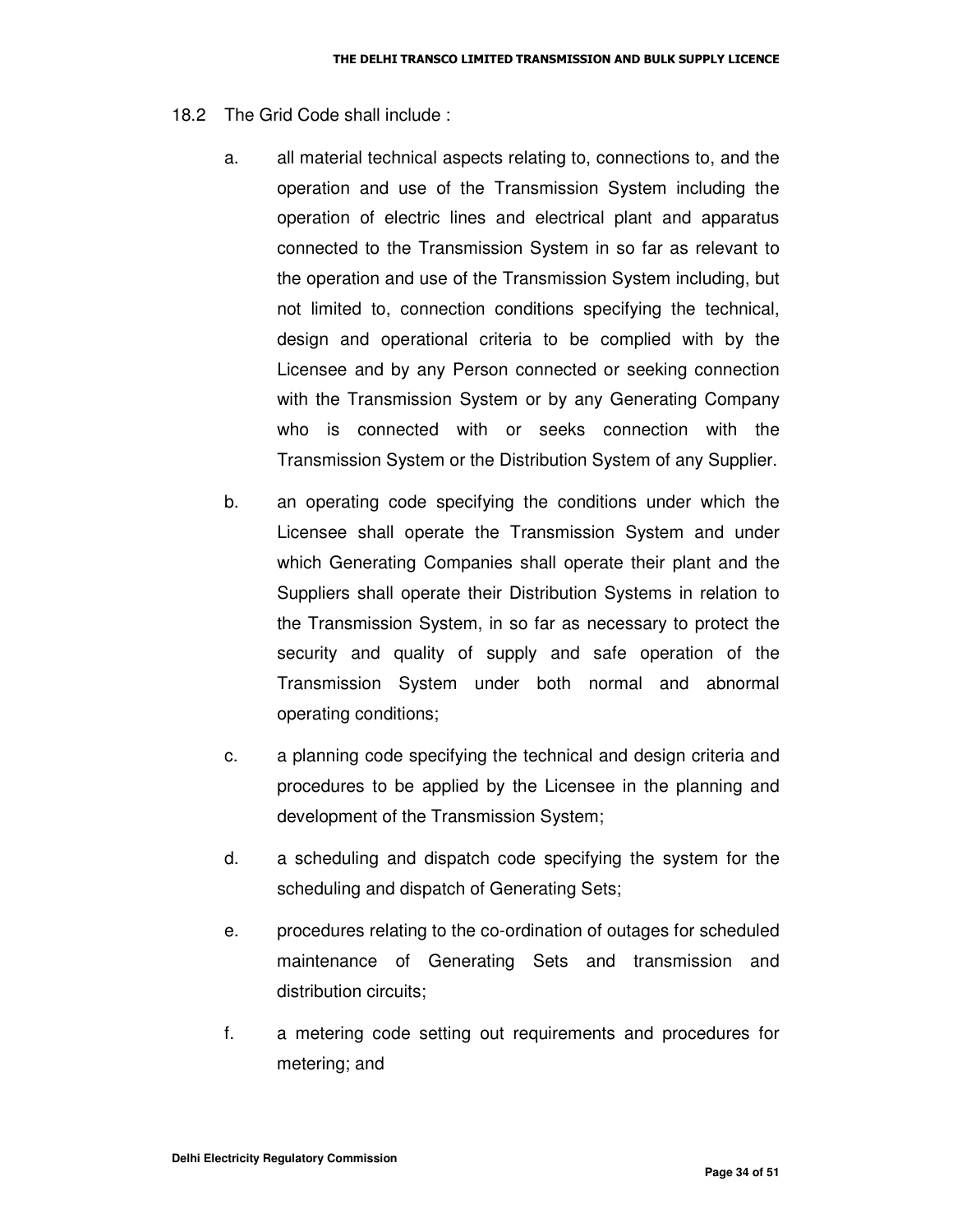18.2 The Grid Code shall include :

a. all material technical aspects relating to, connections to, and the operation and use of the Transmission System including the operation of electric lines and electrical plant and apparatus connected to the Transmission System in so far as relevant to the operation and use of the Transmission System including, but not limited to, connection conditions specifying the technical, design and operational criteria to be complied with by the Licensee and by any Person connected or seeking connection with the Transmission System or by any Generating Company who is connected with or seeks connection with the Transmission System or the Distribution System of any Supplier.

b. an operating code specifying the conditions under which the Licensee shall operate the Transmission System and under which Generating Companies shall operate their plant and the Suppliers shall operate their Distribution Systems in relation to the Transmission System, in so far as necessary to protect the security and quality of supply and safe operation of the Transmission System under both normal and abnormal operating conditions;

c. a planning code specifying the technical and design criteria and procedures to be applied by the Licensee in the planning and development of the Transmission System;

d. a scheduling and dispatch code specifying the system for the scheduling and dispatch of Generating Sets;

e. procedures relating to the co-ordination of outages for scheduled maintenance of Generating Sets and transmission and distribution circuits;

f. a metering code setting out requirements and procedures for metering; and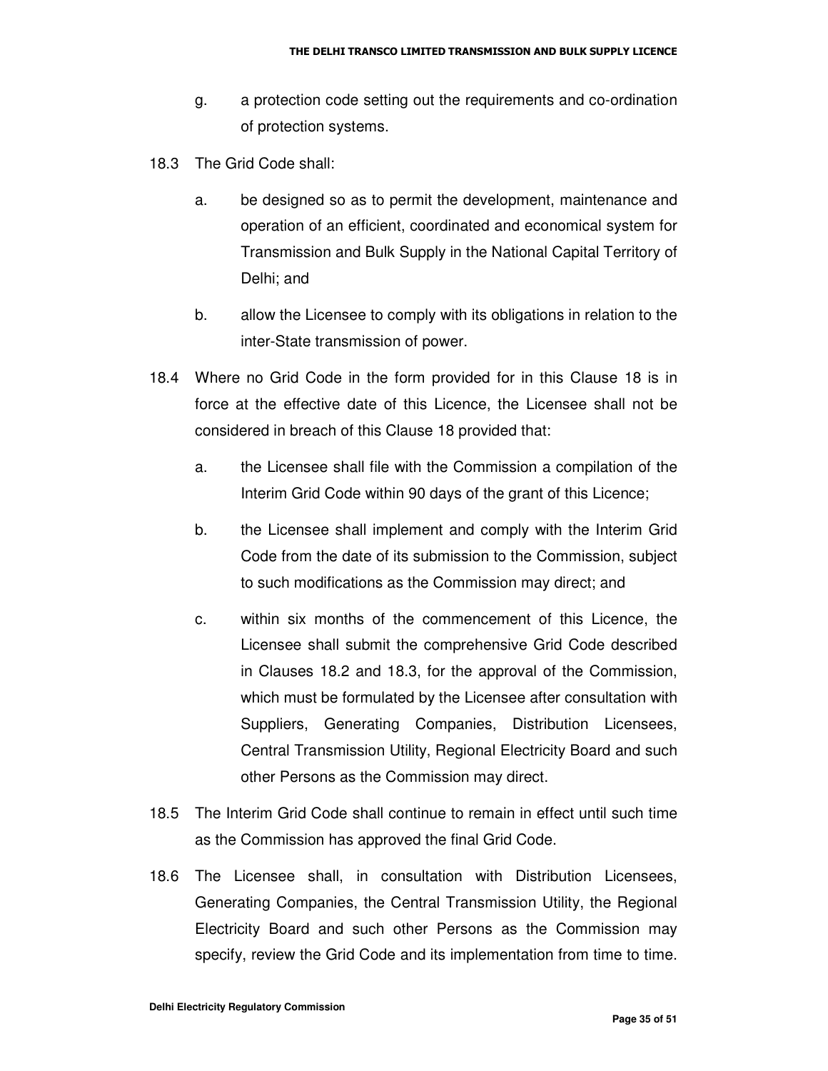g. a protection code setting out the requirements and co-ordination of protection systems.

18.3 The Grid Code shall:

a. be designed so as to permit the development, maintenance and operation of an efficient, coordinated and economical system for Transmission and Bulk Supply in the National Capital Territory of Delhi; and

b. allow the Licensee to comply with its obligations in relation to the inter-State transmission of power.

18.4 Where no Grid Code in the form provided for in this Clause 18 is in force at the effective date of this Licence, the Licensee shall not be considered in breach of this Clause 18 provided that:

a. the Licensee shall file with the Commission a compilation of the Interim Grid Code within 90 days of the grant of this Licence;

b. the Licensee shall implement and comply with the Interim Grid Code from the date of its submission to the Commission, subject to such modifications as the Commission may direct; and

c. within six months of the commencement of this Licence, the Licensee shall submit the comprehensive Grid Code described in Clauses 18.2 and 18.3, for the approval of the Commission, which must be formulated by the Licensee after consultation with Suppliers, Generating Companies, Distribution Licensees, Central Transmission Utility, Regional Electricity Board and such other Persons as the Commission may direct.

18.5 The Interim Grid Code shall continue to remain in effect until such time as the Commission has approved the final Grid Code.

18.6 The Licensee shall, in consultation with Distribution Licensees, Generating Companies, the Central Transmission Utility, the Regional Electricity Board and such other Persons as the Commission may specify, review the Grid Code and its implementation from time to time.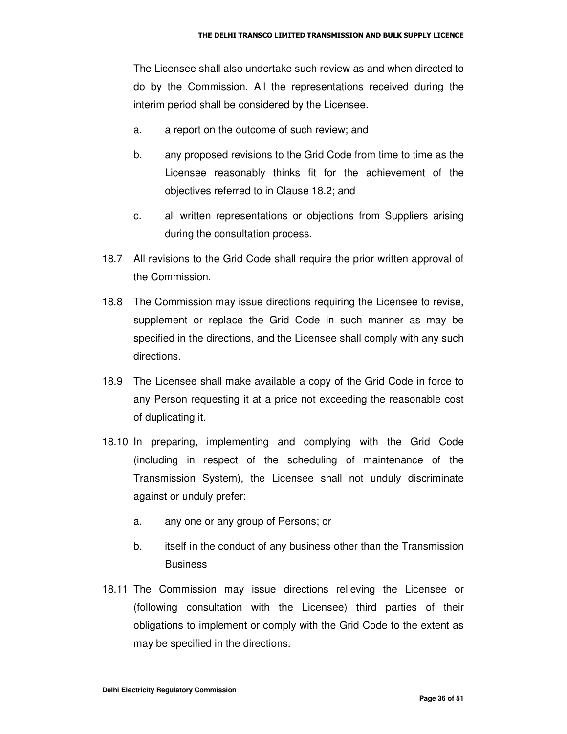The Licensee shall also undertake such review as and when directed to do by the Commission. All the representations received during the interim period shall be considered by the Licensee.

a. a report on the outcome of such review; and

b. any proposed revisions to the Grid Code from time to time as the Licensee reasonably thinks fit for the achievement of the objectives referred to in Clause 18.2; and

c. all written representations or objections from Suppliers arising during the consultation process.

18.7 All revisions to the Grid Code shall require the prior written approval of the Commission.

18.8 The Commission may issue directions requiring the Licensee to revise, supplement or replace the Grid Code in such manner as may be specified in the directions, and the Licensee shall comply with any such directions.

18.9 The Licensee shall make available a copy of the Grid Code in force to any Person requesting it at a price not exceeding the reasonable cost of duplicating it.

18.10 In preparing, implementing and complying with the Grid Code (including in respect of the scheduling of maintenance of the Transmission System), the Licensee shall not unduly discriminate against or unduly prefer:

a. any one or any group of Persons; or

b. itself in the conduct of any business other than the Transmission Business

18.11 The Commission may issue directions relieving the Licensee or (following consultation with the Licensee) third parties of their obligations to implement or comply with the Grid Code to the extent as may be specified in the directions.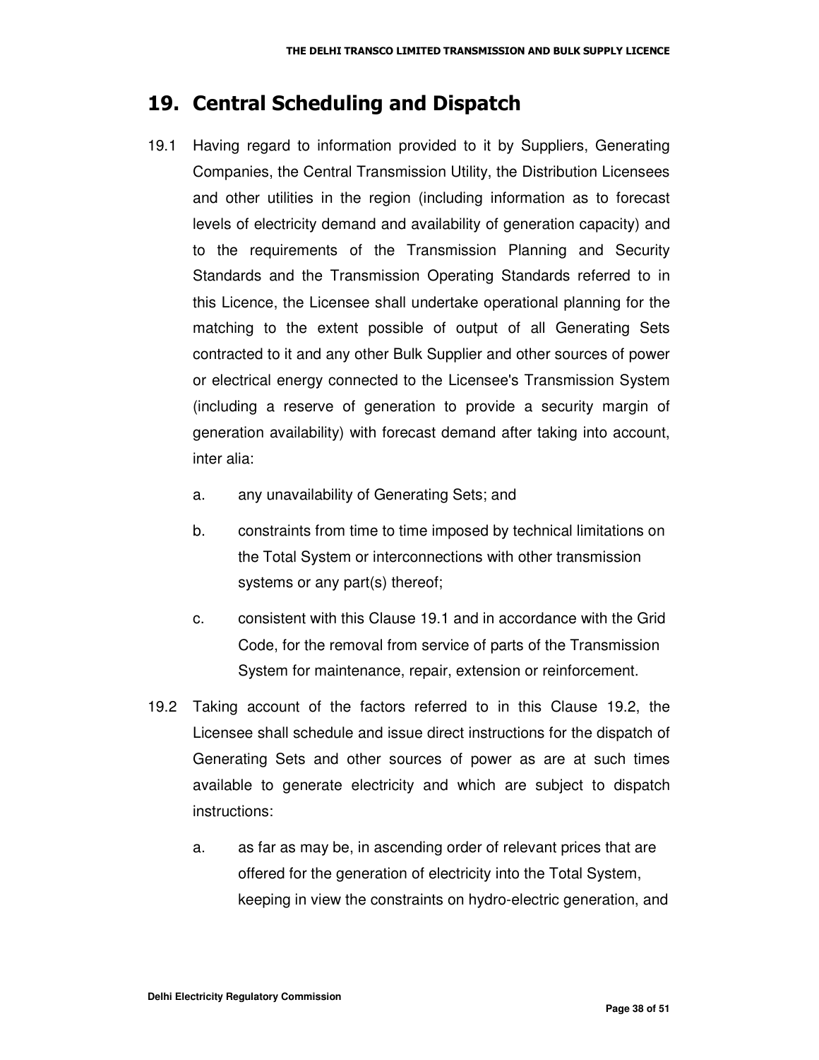## 19. Central Scheduling and Dispatch

19.1 Having regard to information provided to it by Suppliers, Generating Companies, the Central Transmission Utility, the Distribution Licensees and other utilities in the region (including information as to forecast levels of electricity demand and availability of generation capacity) and to the requirements of the Transmission Planning and Security Standards and the Transmission Operating Standards referred to in this Licence, the Licensee shall undertake operational planning for the matching to the extent possible of output of all Generating Sets contracted to it and any other Bulk Supplier and other sources of power or electrical energy connected to the Licensee's Transmission System (including a reserve of generation to provide a security margin of generation availability) with forecast demand after taking into account, inter alia:

   a. any unavailability of Generating Sets; and

   b. constraints from time to time imposed by technical limitations on the Total System or interconnections with other transmission systems or any part(s) thereof;

   c. consistent with this Clause 19.1 and in accordance with the Grid Code, for the removal from service of parts of the Transmission System for maintenance, repair, extension or reinforcement.

19.2 Taking account of the factors referred to in this Clause 19.2, the Licensee shall schedule and issue direct instructions for the dispatch of Generating Sets and other sources of power as are at such times available to generate electricity and which are subject to dispatch instructions:

   a. as far as may be, in ascending order of relevant prices that are offered for the generation of electricity into the Total System, keeping in view the constraints on hydro-electric generation, and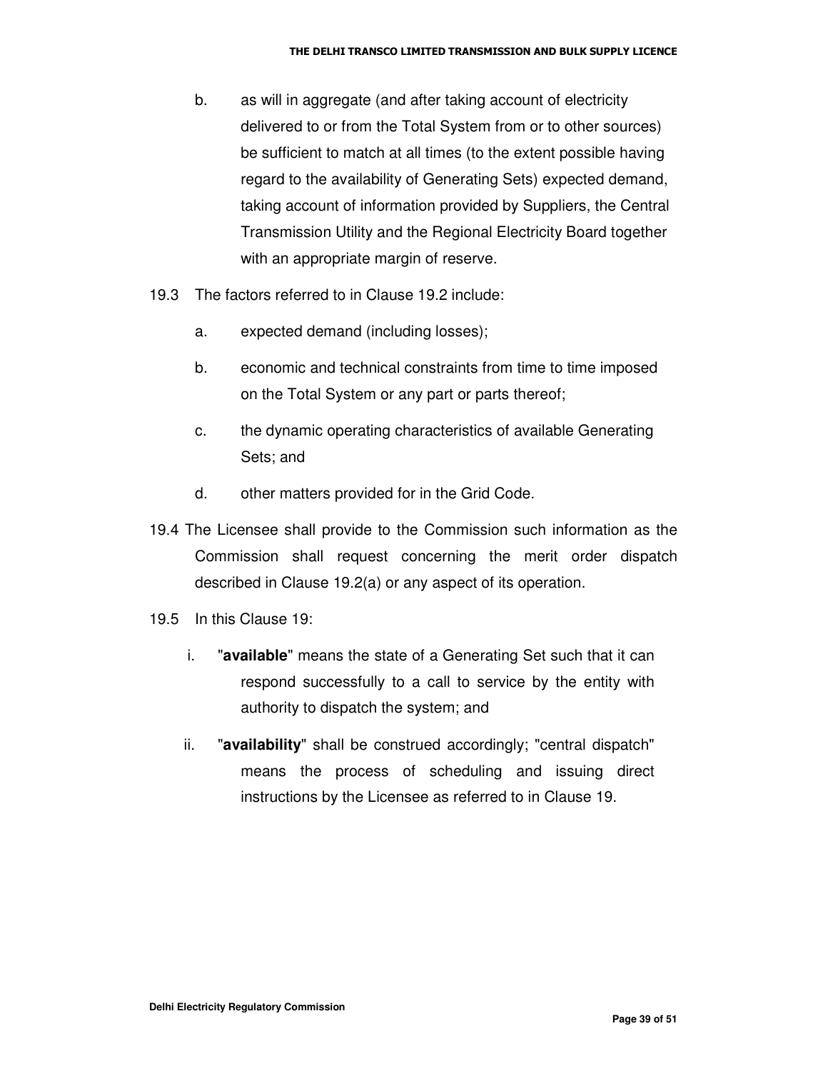b. as will in aggregate (and after taking account of electricity delivered to or from the Total System from or to other sources) be sufficient to match at all times (to the extent possible having regard to the availability of Generating Sets) expected demand, taking account of information provided by Suppliers, the Central Transmission Utility and the Regional Electricity Board together with an appropriate margin of reserve.

19.3 The factors referred to in Clause 19.2 include:

a. expected demand (including losses);

b. economic and technical constraints from time to time imposed on the Total System or any part or parts thereof;

c. the dynamic operating characteristics of available Generating Sets; and

d. other matters provided for in the Grid Code.

19.4 The Licensee shall provide to the Commission such information as the Commission shall request concerning the merit order dispatch described in Clause 19.2(a) or any aspect of its operation.

19.5 In this Clause 19:

i. "**available**" means the state of a Generating Set such that it can respond successfully to a call to service by the entity with authority to dispatch the system; and

ii. "**availability**" shall be construed accordingly; "central dispatch" means the process of scheduling and issuing direct instructions by the Licensee as referred to in Clause 19.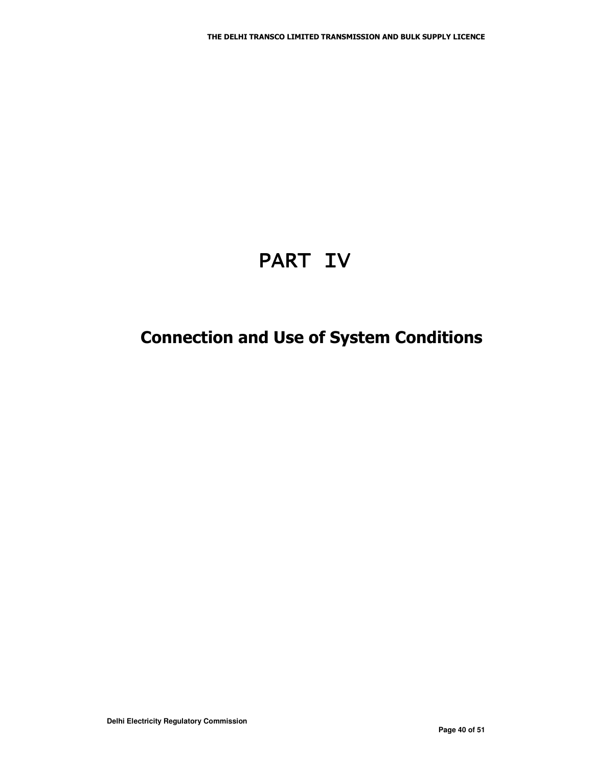# PART IV

## Connection and Use of System Conditions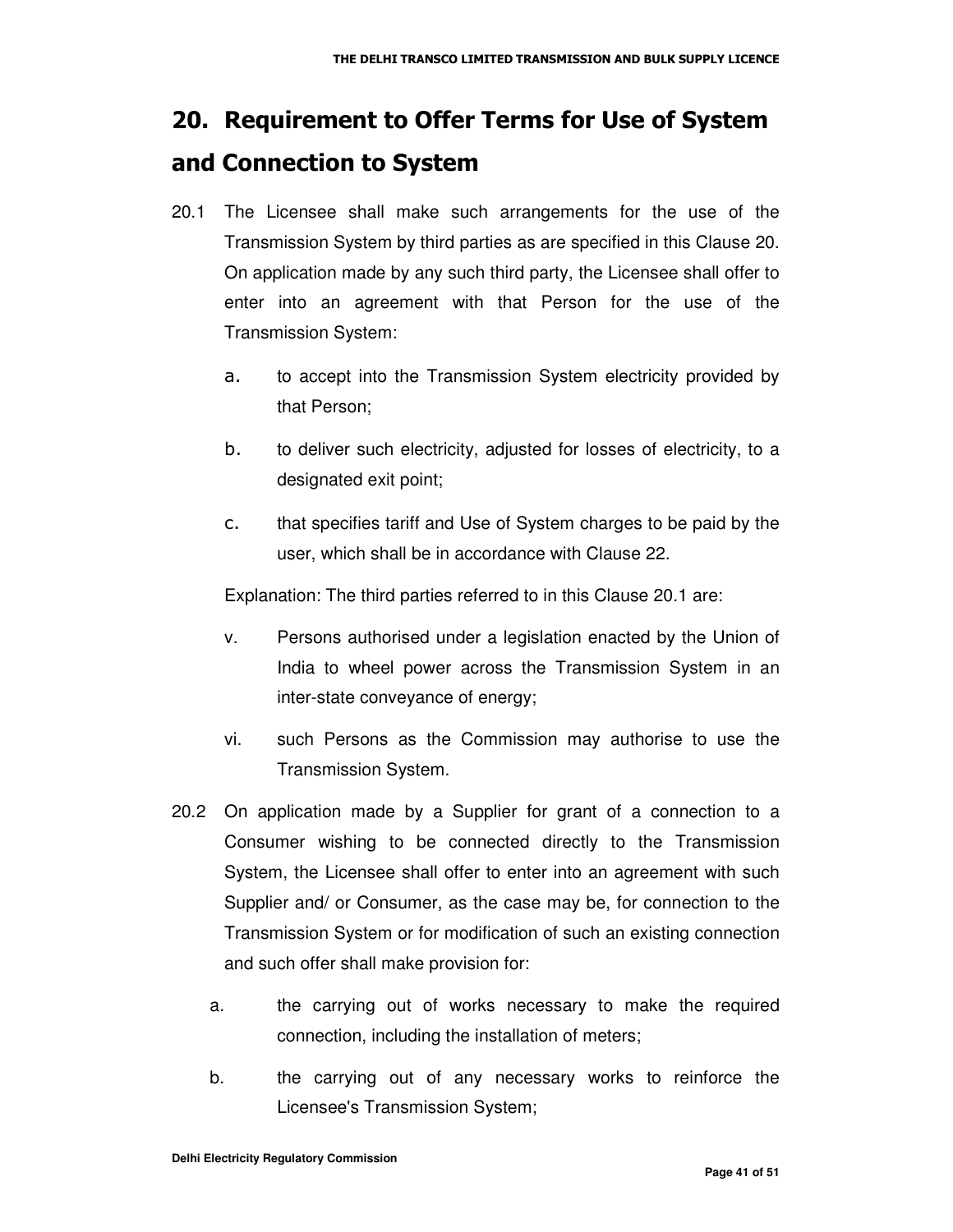# 20. Requirement to Offer Terms for Use of System and Connection to System

20.1 The Licensee shall make such arrangements for the use of the Transmission System by third parties as are specified in this Clause 20. On application made by any such third party, the Licensee shall offer to enter into an agreement with that Person for the use of the Transmission System:

a. to accept into the Transmission System electricity provided by that Person;

b. to deliver such electricity, adjusted for losses of electricity, to a designated exit point;

c. that specifies tariff and Use of System charges to be paid by the user, which shall be in accordance with Clause 22.

Explanation: The third parties referred to in this Clause 20.1 are:

v. Persons authorised under a legislation enacted by the Union of India to wheel power across the Transmission System in an inter-state conveyance of energy;

vi. such Persons as the Commission may authorise to use the Transmission System.

20.2 On application made by a Supplier for grant of a connection to a Consumer wishing to be connected directly to the Transmission System, the Licensee shall offer to enter into an agreement with such Supplier and/ or Consumer, as the case may be, for connection to the Transmission System or for modification of such an existing connection and such offer shall make provision for:

a. the carrying out of works necessary to make the required connection, including the installation of meters;

b. the carrying out of any necessary works to reinforce the Licensee's Transmission System;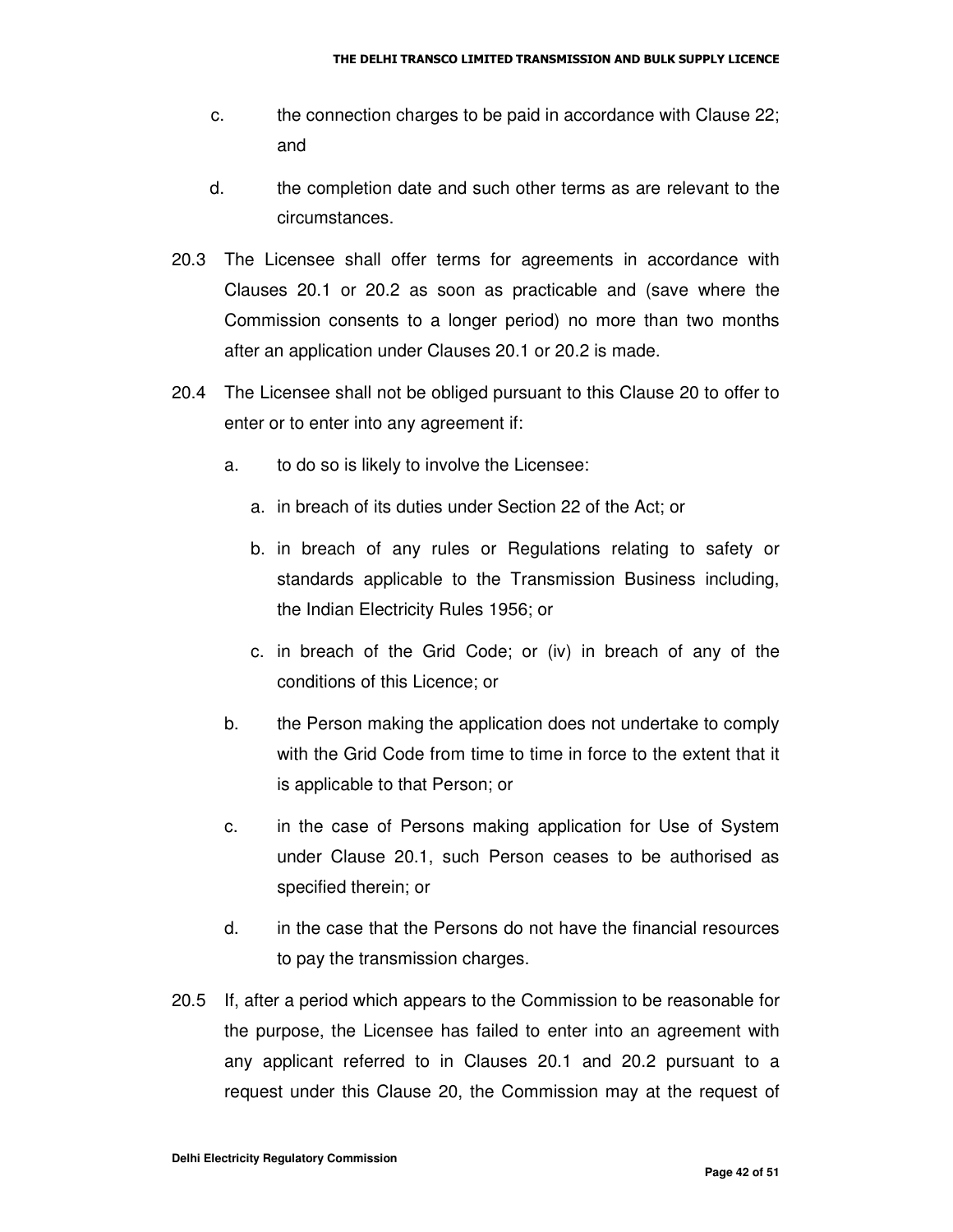c. the connection charges to be paid in accordance with Clause 22; and

d. the completion date and such other terms as are relevant to the circumstances.

20.3 The Licensee shall offer terms for agreements in accordance with Clauses 20.1 or 20.2 as soon as practicable and (save where the Commission consents to a longer period) no more than two months after an application under Clauses 20.1 or 20.2 is made.

20.4 The Licensee shall not be obliged pursuant to this Clause 20 to offer to enter or to enter into any agreement if:

a. to do so is likely to involve the Licensee:

   a. in breach of its duties under Section 22 of the Act; or

   b. in breach of any rules or Regulations relating to safety or standards applicable to the Transmission Business including, the Indian Electricity Rules 1956; or

   c. in breach of the Grid Code; or (iv) in breach of any of the conditions of this Licence; or

b. the Person making the application does not undertake to comply with the Grid Code from time to time in force to the extent that it is applicable to that Person; or

c. in the case of Persons making application for Use of System under Clause 20.1, such Person ceases to be authorised as specified therein; or

d. in the case that the Persons do not have the financial resources to pay the transmission charges.

20.5 If, after a period which appears to the Commission to be reasonable for the purpose, the Licensee has failed to enter into an agreement with any applicant referred to in Clauses 20.1 and 20.2 pursuant to a request under this Clause 20, the Commission may at the request of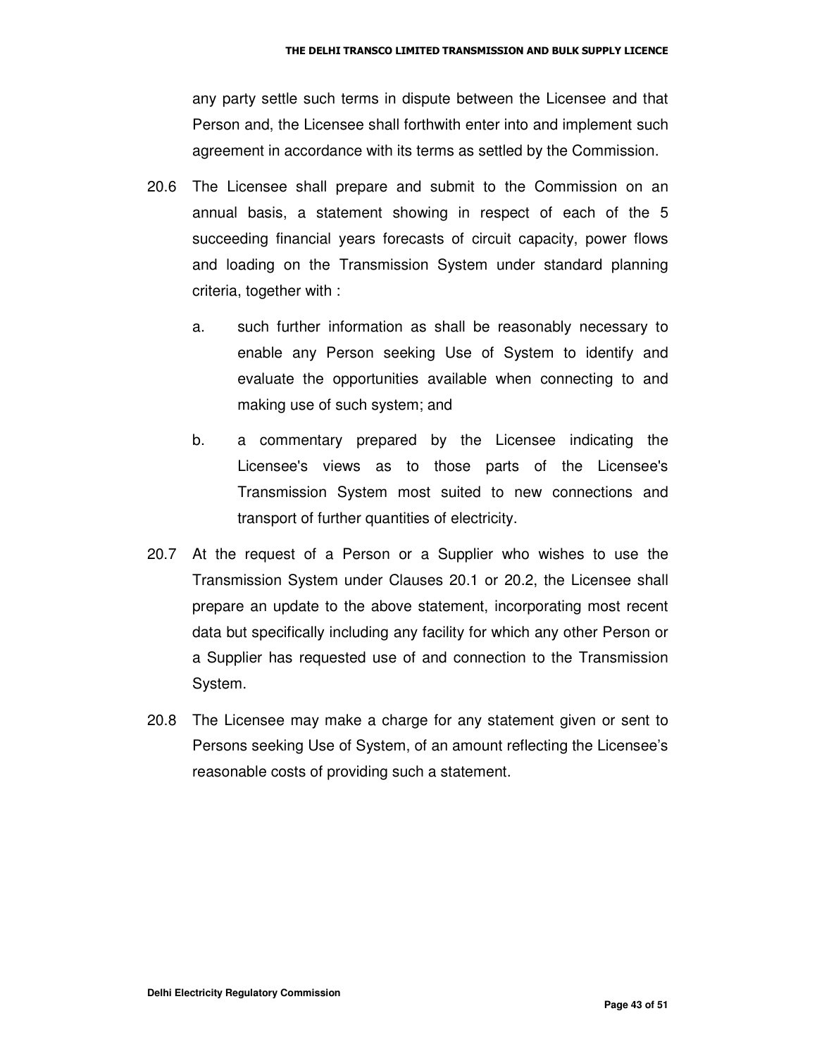any party settle such terms in dispute between the Licensee and that Person and, the Licensee shall forthwith enter into and implement such agreement in accordance with its terms as settled by the Commission.

20.6 The Licensee shall prepare and submit to the Commission on an annual basis, a statement showing in respect of each of the 5 succeeding financial years forecasts of circuit capacity, power flows and loading on the Transmission System under standard planning criteria, together with :

a. such further information as shall be reasonably necessary to enable any Person seeking Use of System to identify and evaluate the opportunities available when connecting to and making use of such system; and

b. a commentary prepared by the Licensee indicating the Licensee's views as to those parts of the Licensee's Transmission System most suited to new connections and transport of further quantities of electricity.

20.7 At the request of a Person or a Supplier who wishes to use the Transmission System under Clauses 20.1 or 20.2, the Licensee shall prepare an update to the above statement, incorporating most recent data but specifically including any facility for which any other Person or a Supplier has requested use of and connection to the Transmission System.

20.8 The Licensee may make a charge for any statement given or sent to Persons seeking Use of System, of an amount reflecting the Licensee's reasonable costs of providing such a statement.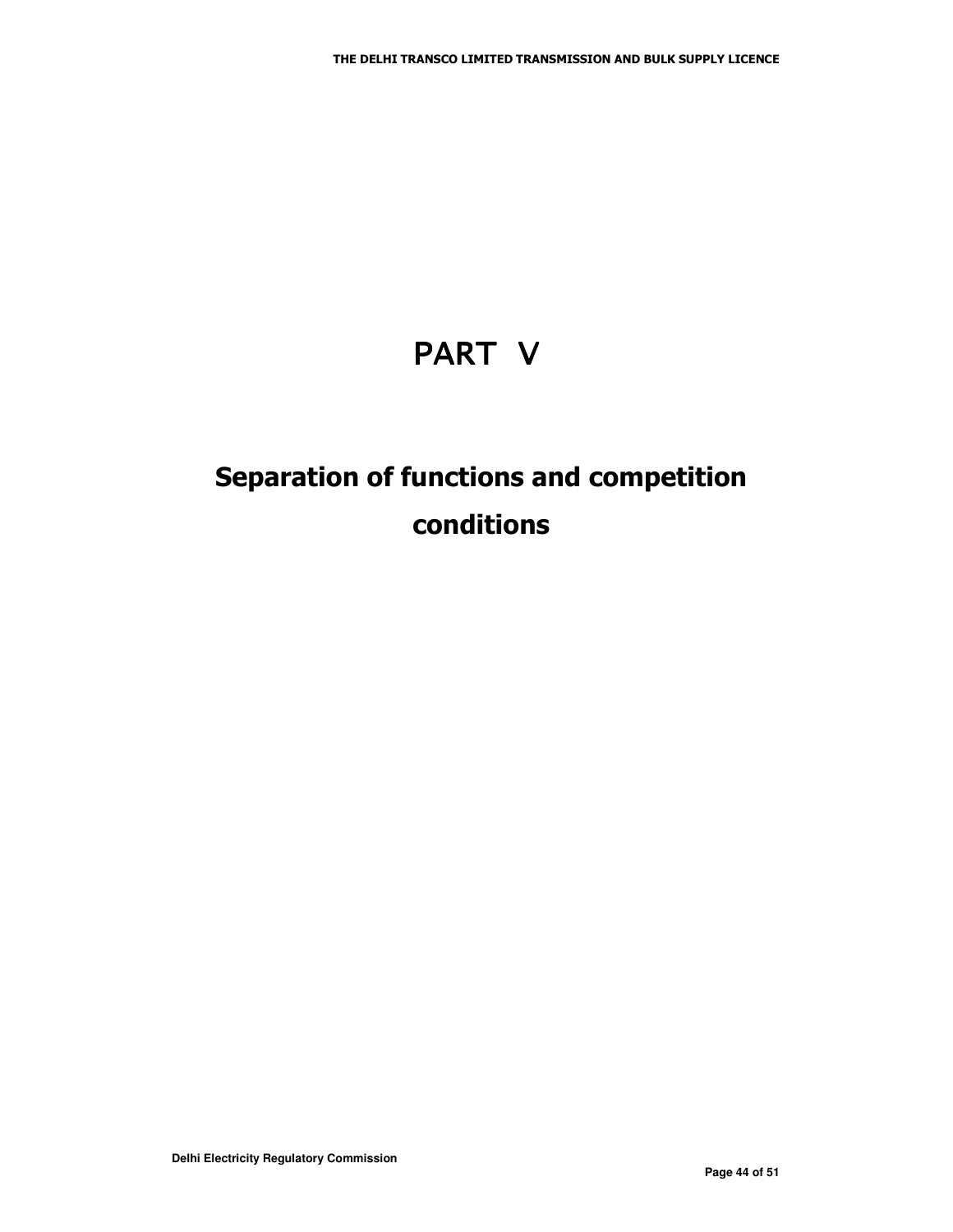# PART V

## Separation of functions and competition conditions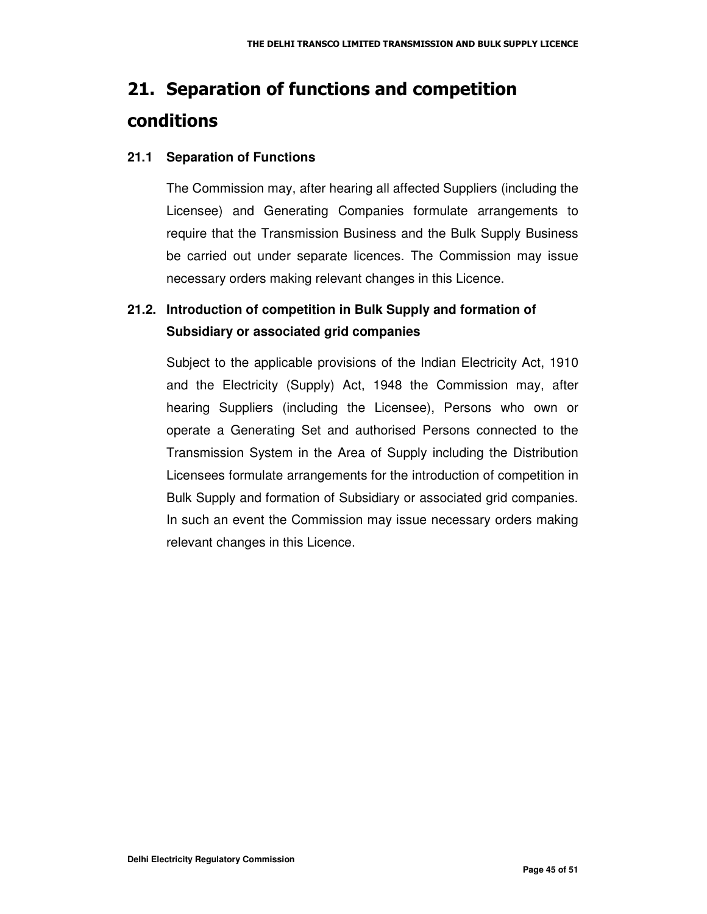# 21. Separation of functions and competition conditions

### 21.1 Separation of Functions

The Commission may, after hearing all affected Suppliers (including the Licensee) and Generating Companies formulate arrangements to require that the Transmission Business and the Bulk Supply Business be carried out under separate licences. The Commission may issue necessary orders making relevant changes in this Licence.

### 21.2. Introduction of competition in Bulk Supply and formation of Subsidiary or associated grid companies

Subject to the applicable provisions of the Indian Electricity Act, 1910 and the Electricity (Supply) Act, 1948 the Commission may, after hearing Suppliers (including the Licensee), Persons who own or operate a Generating Set and authorised Persons connected to the Transmission System in the Area of Supply including the Distribution Licensees formulate arrangements for the introduction of competition in Bulk Supply and formation of Subsidiary or associated grid companies. In such an event the Commission may issue necessary orders making relevant changes in this Licence.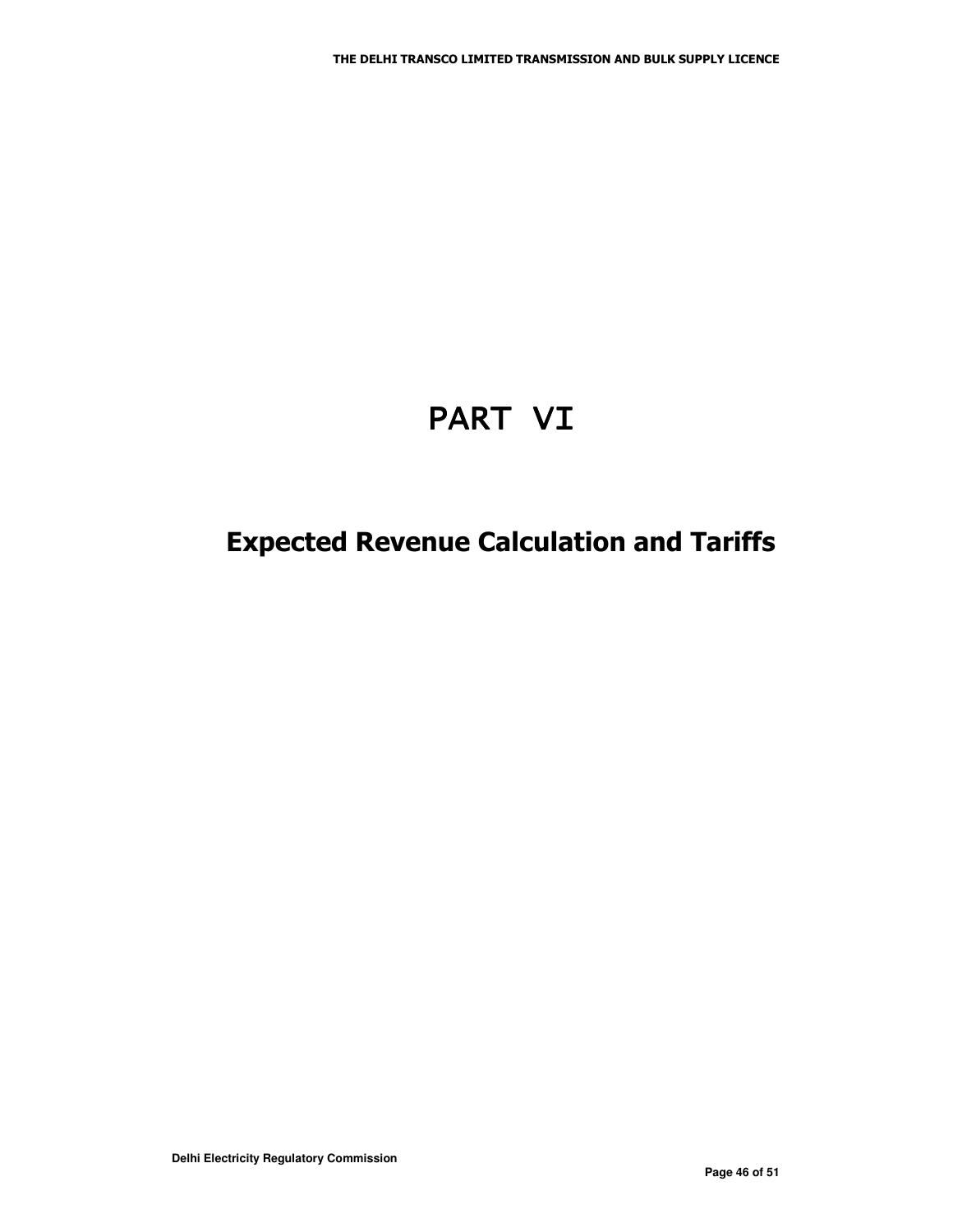# PART VI

## Expected Revenue Calculation and Tariffs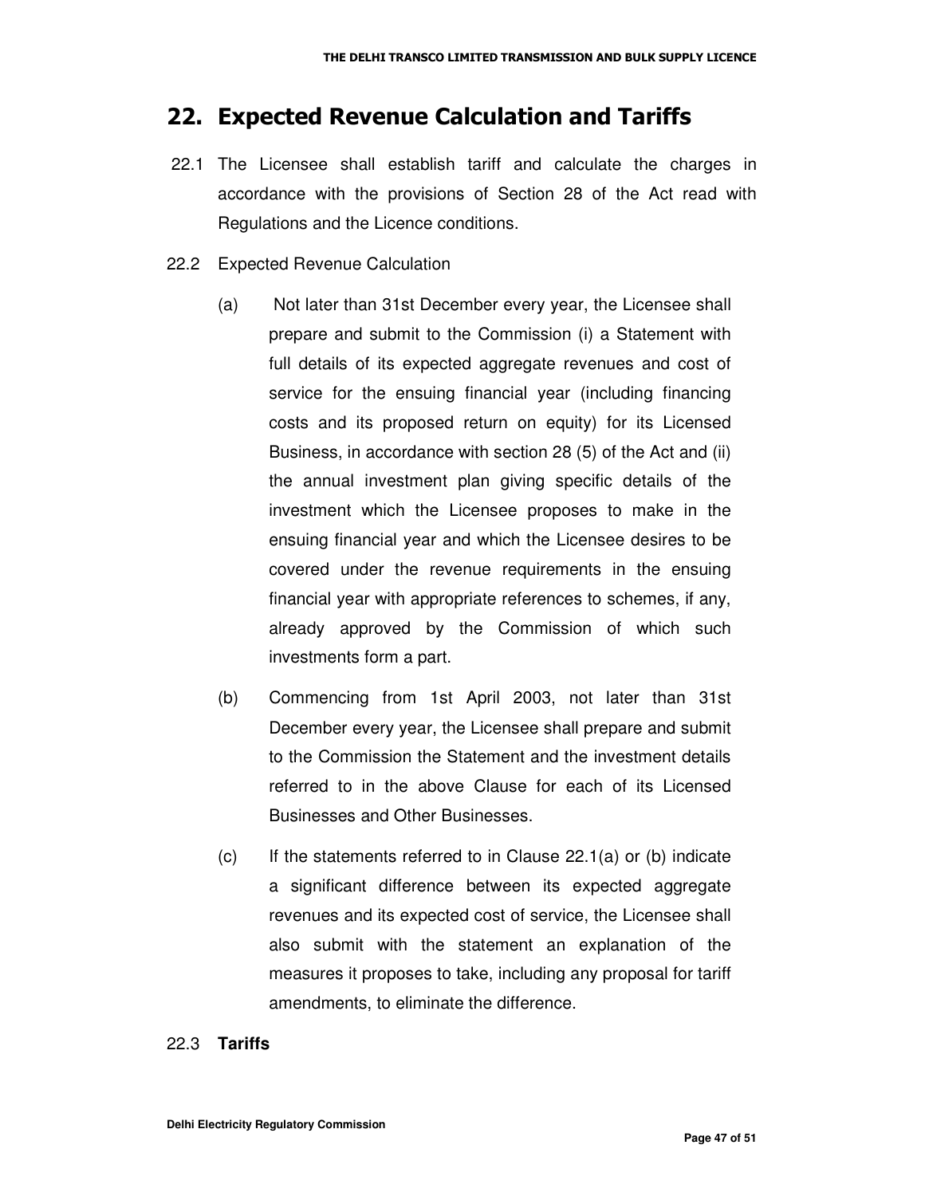## 22. Expected Revenue Calculation and Tariffs

22.1 The Licensee shall establish tariff and calculate the charges in accordance with the provisions of Section 28 of the Act read with Regulations and the Licence conditions.

22.2 Expected Revenue Calculation

(a) Not later than 31st December every year, the Licensee shall prepare and submit to the Commission (i) a Statement with full details of its expected aggregate revenues and cost of service for the ensuing financial year (including financing costs and its proposed return on equity) for its Licensed Business, in accordance with section 28 (5) of the Act and (ii) the annual investment plan giving specific details of the investment which the Licensee proposes to make in the ensuing financial year and which the Licensee desires to be covered under the revenue requirements in the ensuing financial year with appropriate references to schemes, if any, already approved by the Commission of which such investments form a part.

(b) Commencing from 1st April 2003, not later than 31st December every year, the Licensee shall prepare and submit to the Commission the Statement and the investment details referred to in the above Clause for each of its Licensed Businesses and Other Businesses.

(c) If the statements referred to in Clause 22.1(a) or (b) indicate a significant difference between its expected aggregate revenues and its expected cost of service, the Licensee shall also submit with the statement an explanation of the measures it proposes to take, including any proposal for tariff amendments, to eliminate the difference.

22.3 **Tariffs**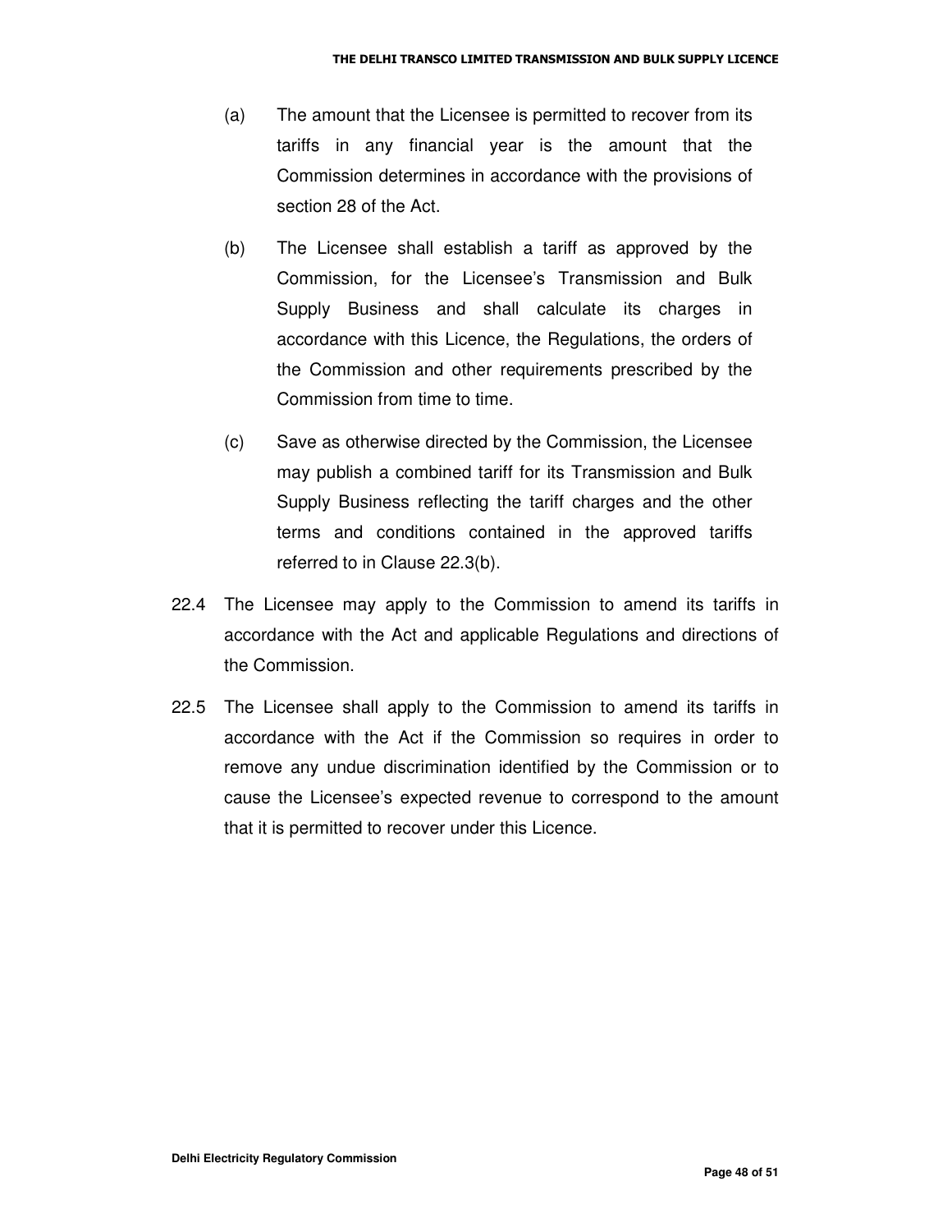(a) The amount that the Licensee is permitted to recover from its tariffs in any financial year is the amount that the Commission determines in accordance with the provisions of section 28 of the Act.

(b) The Licensee shall establish a tariff as approved by the Commission, for the Licensee's Transmission and Bulk Supply Business and shall calculate its charges in accordance with this Licence, the Regulations, the orders of the Commission and other requirements prescribed by the Commission from time to time.

(c) Save as otherwise directed by the Commission, the Licensee may publish a combined tariff for its Transmission and Bulk Supply Business reflecting the tariff charges and the other terms and conditions contained in the approved tariffs referred to in Clause 22.3(b).

22.4 The Licensee may apply to the Commission to amend its tariffs in accordance with the Act and applicable Regulations and directions of the Commission.

22.5 The Licensee shall apply to the Commission to amend its tariffs in accordance with the Act if the Commission so requires in order to remove any undue discrimination identified by the Commission or to cause the Licensee's expected revenue to correspond to the amount that it is permitted to recover under this Licence.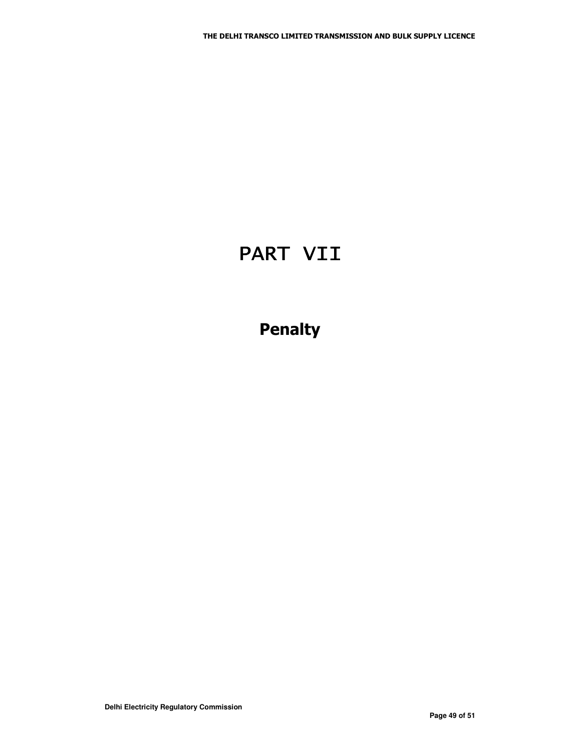# PART VII

## Penalty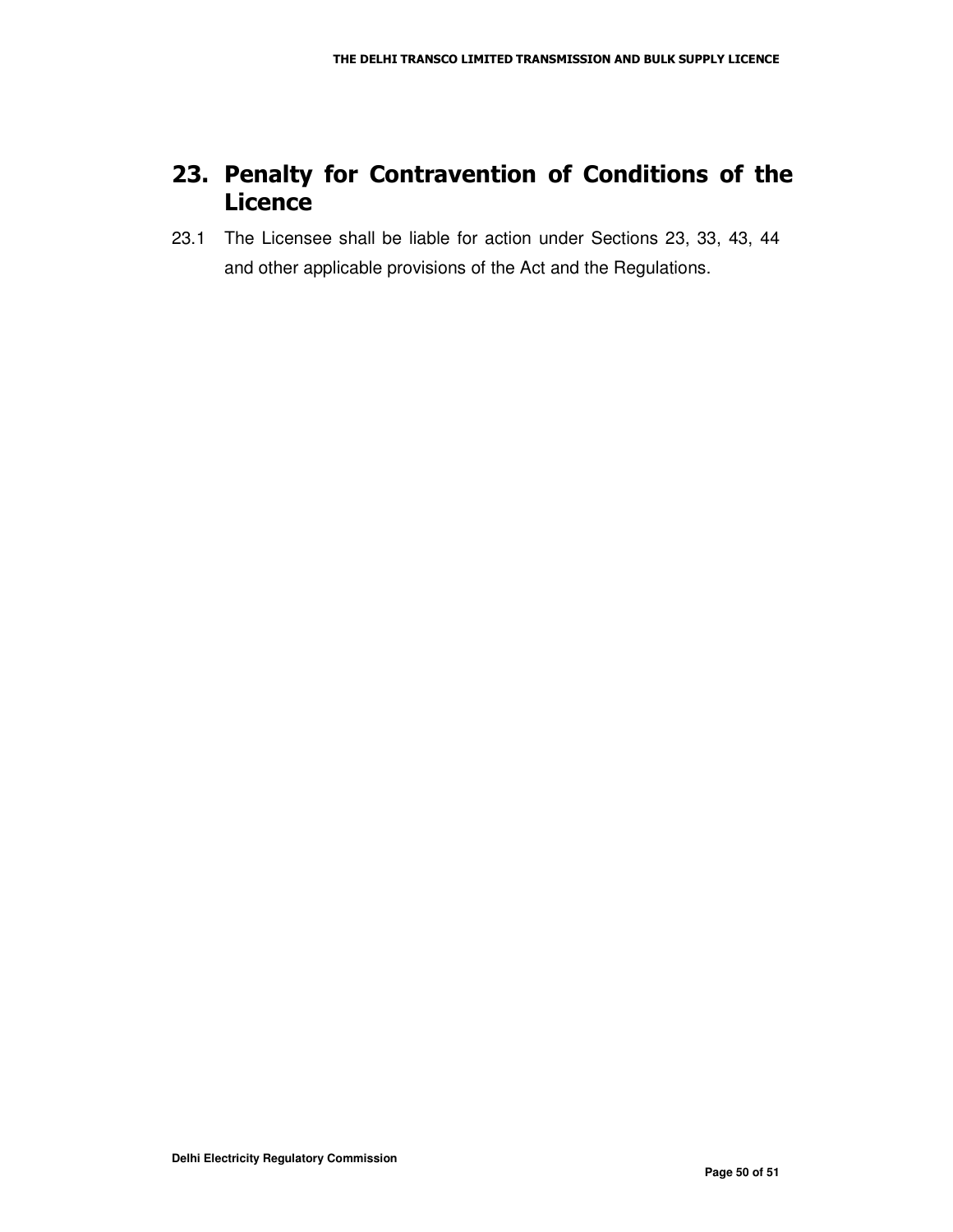# 23. Penalty for Contravention of Conditions of the Licence

23.1 The Licensee shall be liable for action under Sections 23, 33, 43, 44 and other applicable provisions of the Act and the Regulations.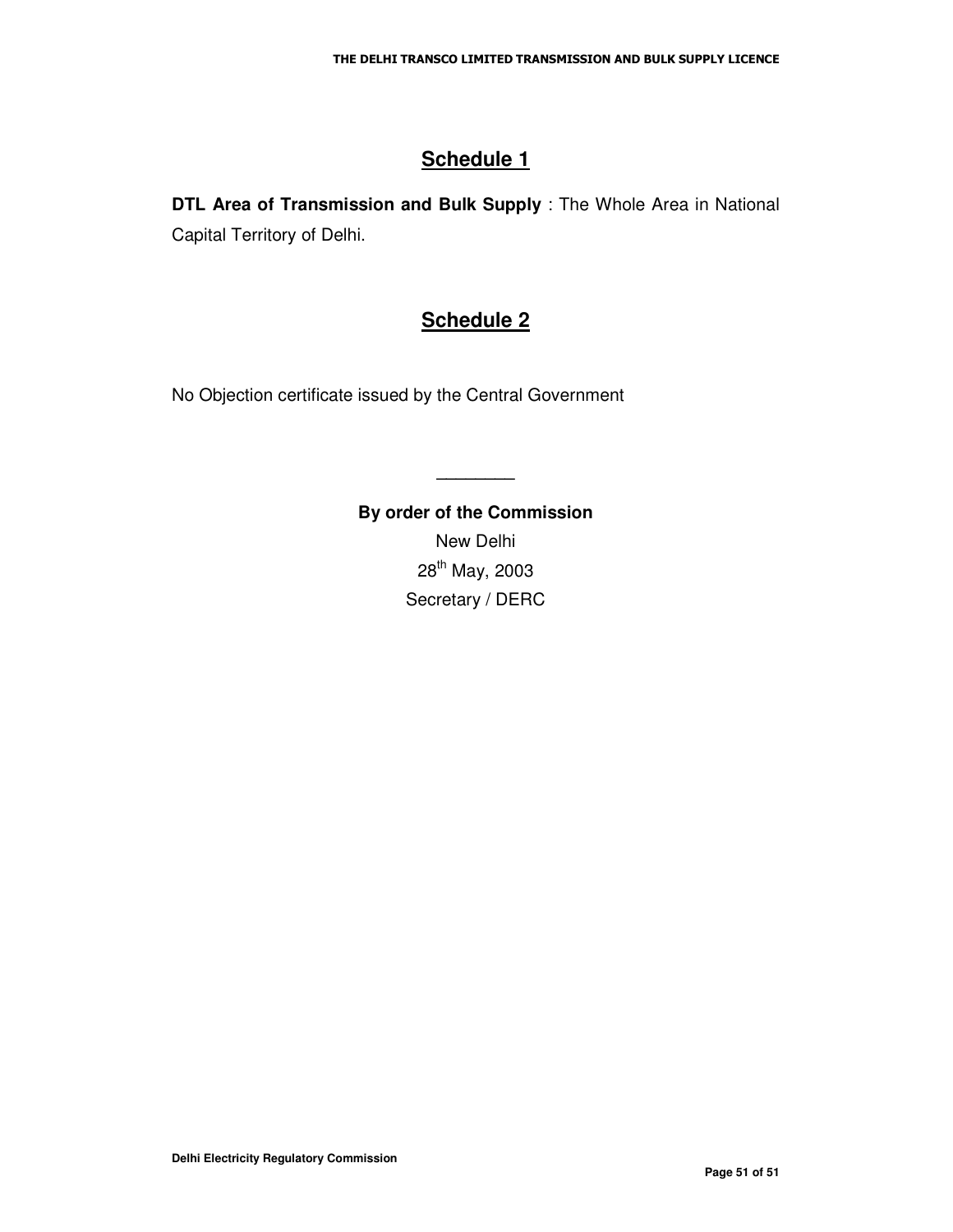## Schedule 1

**DTL Area of Transmission and Bulk Supply** : The Whole Area in National Capital Territory of Delhi.

## Schedule 2

No Objection certificate issued by the Central Government

________

**By order of the Commission**

New Delhi

28th May, 2003

Secretary / DERC